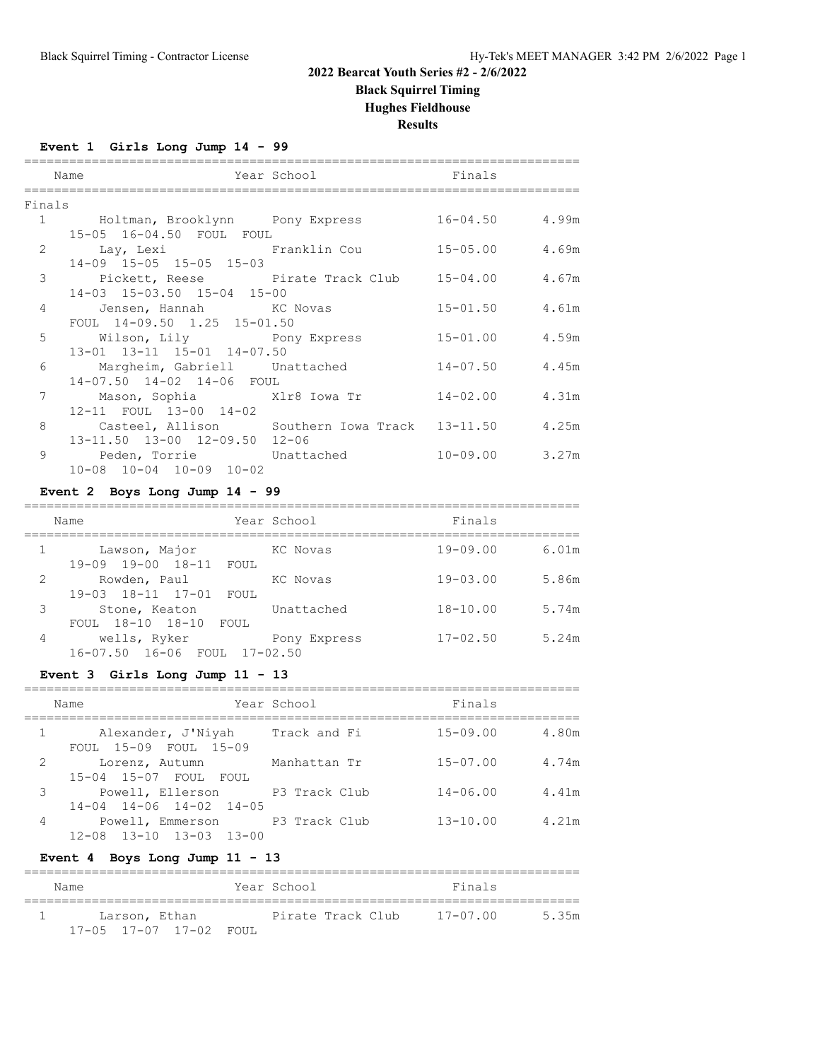# 2022 Bearcat Youth Series #2 - 2/6/2022

## Black Squirrel Timing

## Hughes Fieldhouse

## Results

### Event 1 Girls Long Jump 14 - 99

Finals

| Place | Name | Year | School | Finals | Metric |
|---|---|---|---|---|---|
| 1 | Holtman, Brooklynn | | Pony Express | 16-04.50 | 4.99m |
| | 15-05 16-04.50 FOUL FOUL | | | | |
| 2 | Lay, Lexi | | Franklin Cou | 15-05.00 | 4.69m |
| | 14-09 15-05 15-05 15-03 | | | | |
| 3 | Pickett, Reese | | Pirate Track Club | 15-04.00 | 4.67m |
| | 14-03 15-03.50 15-04 15-00 | | | | |
| 4 | Jensen, Hannah | | KC Novas | 15-01.50 | 4.61m |
| | FOUL 14-09.50 1.25 15-01.50 | | | | |
| 5 | Wilson, Lily | | Pony Express | 15-01.00 | 4.59m |
| | 13-01 13-11 15-01 14-07.50 | | | | |
| 6 | Margheim, Gabriell | | Unattached | 14-07.50 | 4.45m |
| | 14-07.50 14-02 14-06 FOUL | | | | |
| 7 | Mason, Sophia | | Xlr8 Iowa Tr | 14-02.00 | 4.31m |
| | 12-11 FOUL 13-00 14-02 | | | | |
| 8 | Casteel, Allison | | Southern Iowa Track | 13-11.50 | 4.25m |
| | 13-11.50 13-00 12-09.50 12-06 | | | | |
| 9 | Peden, Torrie | | Unattached | 10-09.00 | 3.27m |
| | 10-08 10-04 10-09 10-02 | | | | |

### Event 2 Boys Long Jump 14 - 99

| Place | Name | Year | School | Finals | Metric |
|---|---|---|---|---|---|
| 1 | Lawson, Major | | KC Novas | 19-09.00 | 6.01m |
| | 19-09 19-00 18-11 FOUL | | | | |
| 2 | Rowden, Paul | | KC Novas | 19-03.00 | 5.86m |
| | 19-03 18-11 17-01 FOUL | | | | |
| 3 | Stone, Keaton | | Unattached | 18-10.00 | 5.74m |
| | FOUL 18-10 18-10 FOUL | | | | |
| 4 | wells, Ryker | | Pony Express | 17-02.50 | 5.24m |
| | 16-07.50 16-06 FOUL 17-02.50 | | | | |

### Event 3 Girls Long Jump 11 - 13

| Place | Name | Year | School | Finals | Metric |
|---|---|---|---|---|---|
| 1 | Alexander, J'Niyah | | Track and Fi | 15-09.00 | 4.80m |
| | FOUL 15-09 FOUL 15-09 | | | | |
| 2 | Lorenz, Autumn | | Manhattan Tr | 15-07.00 | 4.74m |
| | 15-04 15-07 FOUL FOUL | | | | |
| 3 | Powell, Ellerson | | P3 Track Club | 14-06.00 | 4.41m |
| | 14-04 14-06 14-02 14-05 | | | | |
| 4 | Powell, Emmerson | | P3 Track Club | 13-10.00 | 4.21m |
| | 12-08 13-10 13-03 13-00 | | | | |

### Event 4 Boys Long Jump 11 - 13

| Place | Name | Year | School | Finals | Metric |
|---|---|---|---|---|---|
| 1 | Larson, Ethan | | Pirate Track Club | 17-07.00 | 5.35m |
| | 17-05 17-07 17-02 FOUL | | | | |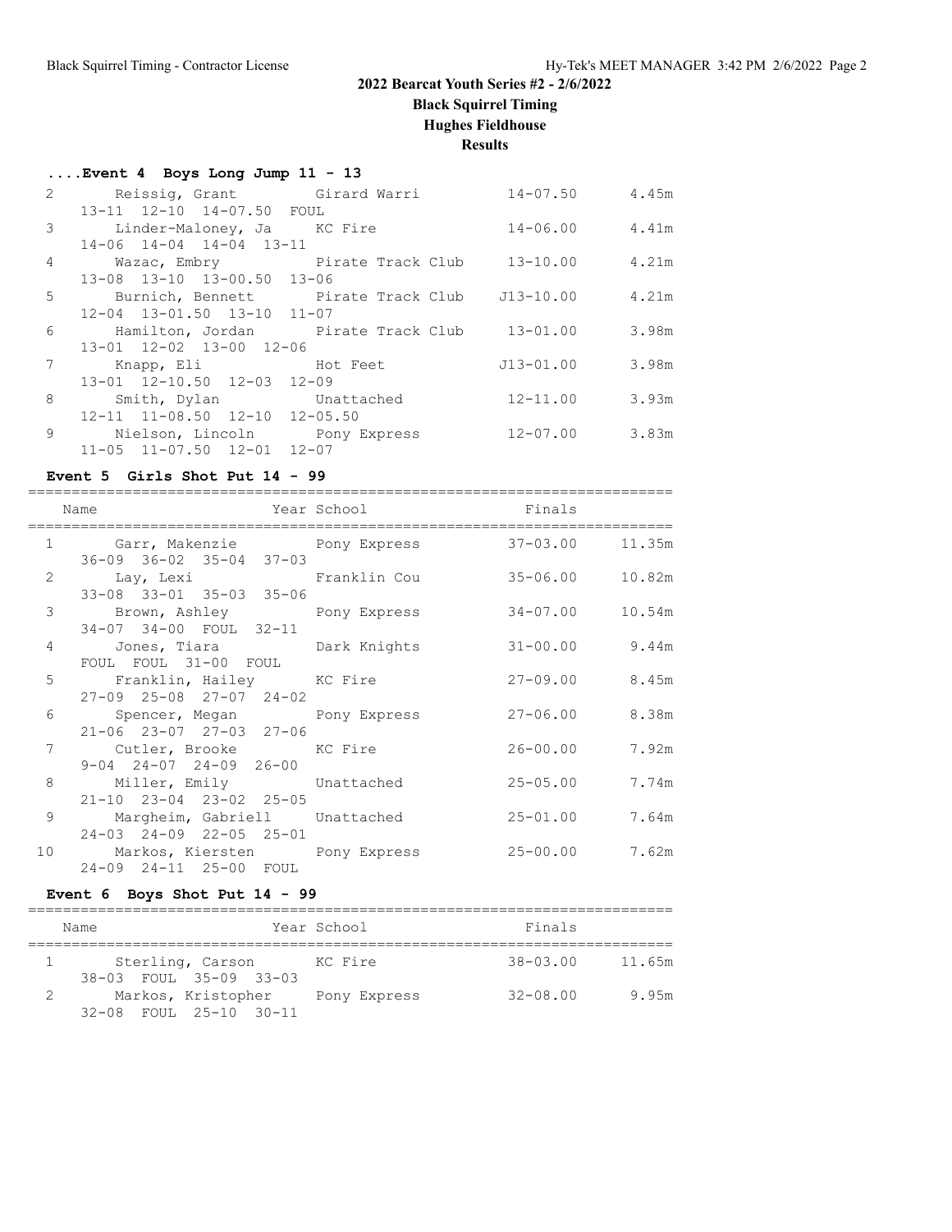## 2022 Bearcat Youth Series #2 - 2/6/2022

**Black Squirrel Timing**

**Hughes Fieldhouse**

**Results**

### ....Event 4 Boys Long Jump 11 - 13

| Place | Name | School | Finals | Metric |
|---|---|---|---|---|
| 2 | Reissig, Grant | Girard Warri | 14-07.50 | 4.45m |
| | 13-11 12-10 14-07.50 FOUL | | | |
| 3 | Linder-Maloney, Ja | KC Fire | 14-06.00 | 4.41m |
| | 14-06 14-04 14-04 13-11 | | | |
| 4 | Wazac, Embry | Pirate Track Club | 13-10.00 | 4.21m |
| | 13-08 13-10 13-00.50 13-06 | | | |
| 5 | Burnich, Bennett | Pirate Track Club | J13-10.00 | 4.21m |
| | 12-04 13-01.50 13-10 11-07 | | | |
| 6 | Hamilton, Jordan | Pirate Track Club | 13-01.00 | 3.98m |
| | 13-01 12-02 13-00 12-06 | | | |
| 7 | Knapp, Eli | Hot Feet | J13-01.00 | 3.98m |
| | 13-01 12-10.50 12-03 12-09 | | | |
| 8 | Smith, Dylan | Unattached | 12-11.00 | 3.93m |
| | 12-11 11-08.50 12-10 12-05.50 | | | |
| 9 | Nielson, Lincoln | Pony Express | 12-07.00 | 3.83m |
| | 11-05 11-07.50 12-01 12-07 | | | |

### Event 5 Girls Shot Put 14 - 99

| Place | Name | Year School | Finals | Metric |
|---|---|---|---|---|
| 1 | Garr, Makenzie | Pony Express | 37-03.00 | 11.35m |
| | 36-09 36-02 35-04 37-03 | | | |
| 2 | Lay, Lexi | Franklin Cou | 35-06.00 | 10.82m |
| | 33-08 33-01 35-03 35-06 | | | |
| 3 | Brown, Ashley | Pony Express | 34-07.00 | 10.54m |
| | 34-07 34-00 FOUL 32-11 | | | |
| 4 | Jones, Tiara | Dark Knights | 31-00.00 | 9.44m |
| | FOUL FOUL 31-00 FOUL | | | |
| 5 | Franklin, Hailey | KC Fire | 27-09.00 | 8.45m |
| | 27-09 25-08 27-07 24-02 | | | |
| 6 | Spencer, Megan | Pony Express | 27-06.00 | 8.38m |
| | 21-06 23-07 27-03 27-06 | | | |
| 7 | Cutler, Brooke | KC Fire | 26-00.00 | 7.92m |
| | 9-04 24-07 24-09 26-00 | | | |
| 8 | Miller, Emily | Unattached | 25-05.00 | 7.74m |
| | 21-10 23-04 23-02 25-05 | | | |
| 9 | Margheim, Gabriell | Unattached | 25-01.00 | 7.64m |
| | 24-03 24-09 22-05 25-01 | | | |
| 10 | Markos, Kiersten | Pony Express | 25-00.00 | 7.62m |
| | 24-09 24-11 25-00 FOUL | | | |

### Event 6 Boys Shot Put 14 - 99

| Place | Name | Year School | Finals | Metric |
|---|---|---|---|---|
| 1 | Sterling, Carson | KC Fire | 38-03.00 | 11.65m |
| | 38-03 FOUL 35-09 33-03 | | | |
| 2 | Markos, Kristopher | Pony Express | 32-08.00 | 9.95m |
| | 32-08 FOUL 25-10 30-11 | | | |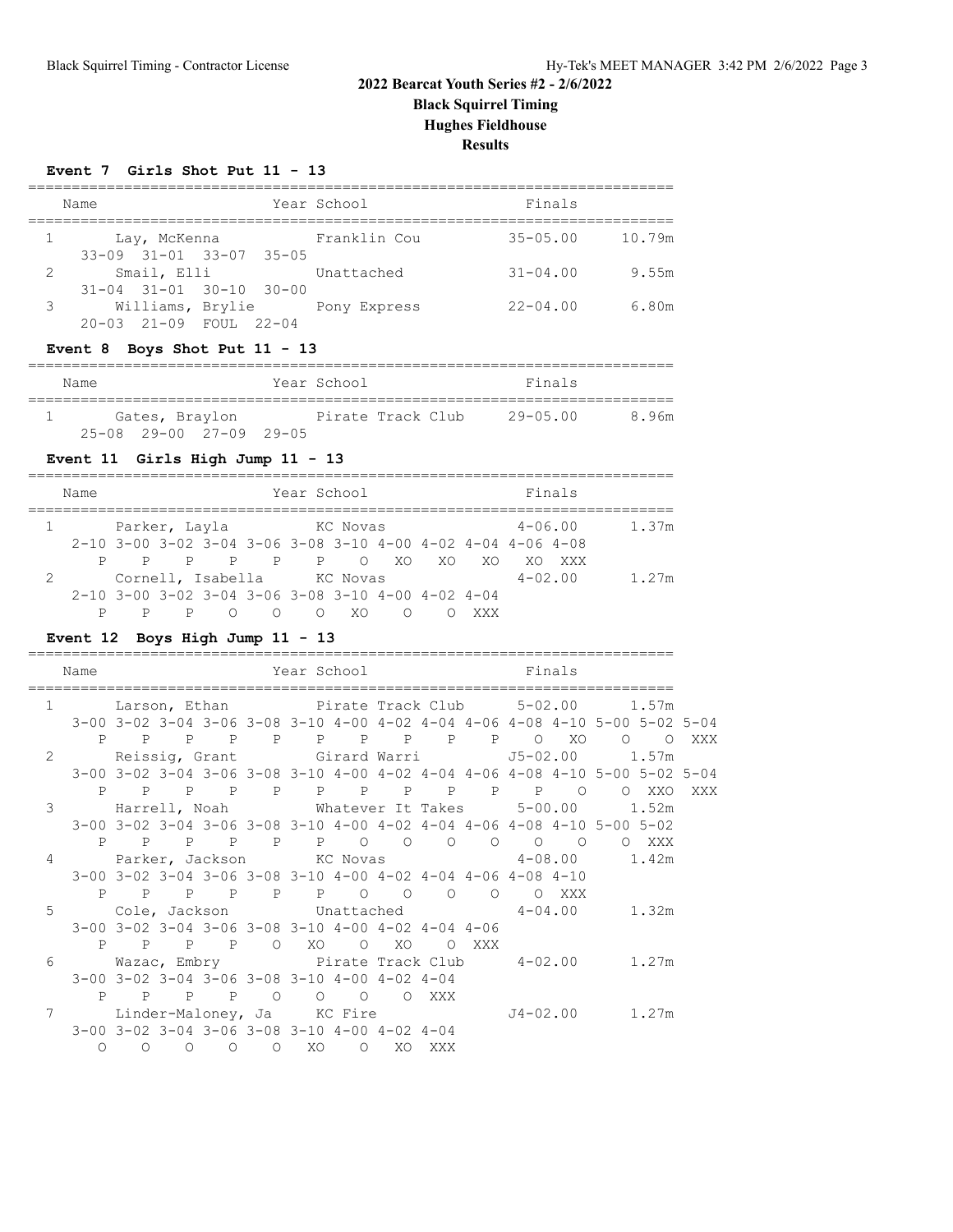# 2022 Bearcat Youth Series #2 - 2/6/2022

**Black Squirrel Timing**

**Hughes Fieldhouse**

**Results**

### Event 7 Girls Shot Put 11 - 13

| | Name | Year | School | Finals | |
|---|---|---|---|---|---|
| 1 | Lay, McKenna | | Franklin Cou | 35-05.00 | 10.79m |
| | 33-09 31-01 33-07 35-05 | | | | |
| 2 | Smail, Elli | | Unattached | 31-04.00 | 9.55m |
| | 31-04 31-01 30-10 30-00 | | | | |
| 3 | Williams, Brylie | | Pony Express | 22-04.00 | 6.80m |
| | 20-03 21-09 FOUL 22-04 | | | | |

### Event 8 Boys Shot Put 11 - 13

| | Name | Year | School | Finals | |
|---|---|---|---|---|---|
| 1 | Gates, Braylon | | Pirate Track Club | 29-05.00 | 8.96m |
| | 25-08 29-00 27-09 29-05 | | | | |

### Event 11 Girls High Jump 11 - 13

| | Name | Year | School | Finals | |
|---|---|---|---|---|---|
| 1 | Parker, Layla | | KC Novas | 4-06.00 | 1.37m |
| | 2-10 3-00 3-02 3-04 3-06 3-08 3-10 4-00 4-02 4-04 4-06 4-08 | | | | |
| | P P P P P P O XO XO XO XO XXX | | | | |
| 2 | Cornell, Isabella | | KC Novas | 4-02.00 | 1.27m |
| | 2-10 3-00 3-02 3-04 3-06 3-08 3-10 4-00 4-02 4-04 | | | | |
| | P P P O O O XO O O XXX | | | | |

### Event 12 Boys High Jump 11 - 13

| | Name | Year | School | Finals | |
|---|---|---|---|---|---|
| 1 | Larson, Ethan | | Pirate Track Club | 5-02.00 | 1.57m |
| | 3-00 3-02 3-04 3-06 3-08 3-10 4-00 4-02 4-04 4-06 4-08 4-10 5-00 5-02 5-04 | | | | |
| | P P P P P P P P P P O XO O O XXX | | | | |
| 2 | Reissig, Grant | | Girard Warri | J5-02.00 | 1.57m |
| | 3-00 3-02 3-04 3-06 3-08 3-10 4-00 4-02 4-04 4-06 4-08 4-10 5-00 5-02 5-04 | | | | |
| | P P P P P P P P P P P O O XXO XXX | | | | |
| 3 | Harrell, Noah | | Whatever It Takes | 5-00.00 | 1.52m |
| | 3-00 3-02 3-04 3-06 3-08 3-10 4-00 4-02 4-04 4-06 4-08 4-10 5-00 5-02 | | | | |
| | P P P P P P O O O O O O O XXX | | | | |
| 4 | Parker, Jackson | | KC Novas | 4-08.00 | 1.42m |
| | 3-00 3-02 3-04 3-06 3-08 3-10 4-00 4-02 4-04 4-06 4-08 4-10 | | | | |
| | P P P P P P O O O O O XXX | | | | |
| 5 | Cole, Jackson | | Unattached | 4-04.00 | 1.32m |
| | 3-00 3-02 3-04 3-06 3-08 3-10 4-00 4-02 4-04 4-06 | | | | |
| | P P P P O XO O XO O XXX | | | | |
| 6 | Wazac, Embry | | Pirate Track Club | 4-02.00 | 1.27m |
| | 3-00 3-02 3-04 3-06 3-08 3-10 4-00 4-02 4-04 | | | | |
| | P P P P O O O O XXX | | | | |
| 7 | Linder-Maloney, Ja | | KC Fire | J4-02.00 | 1.27m |
| | 3-00 3-02 3-04 3-06 3-08 3-10 4-00 4-02 4-04 | | | | |
| | O O O O O XO O XO XXX | | | | |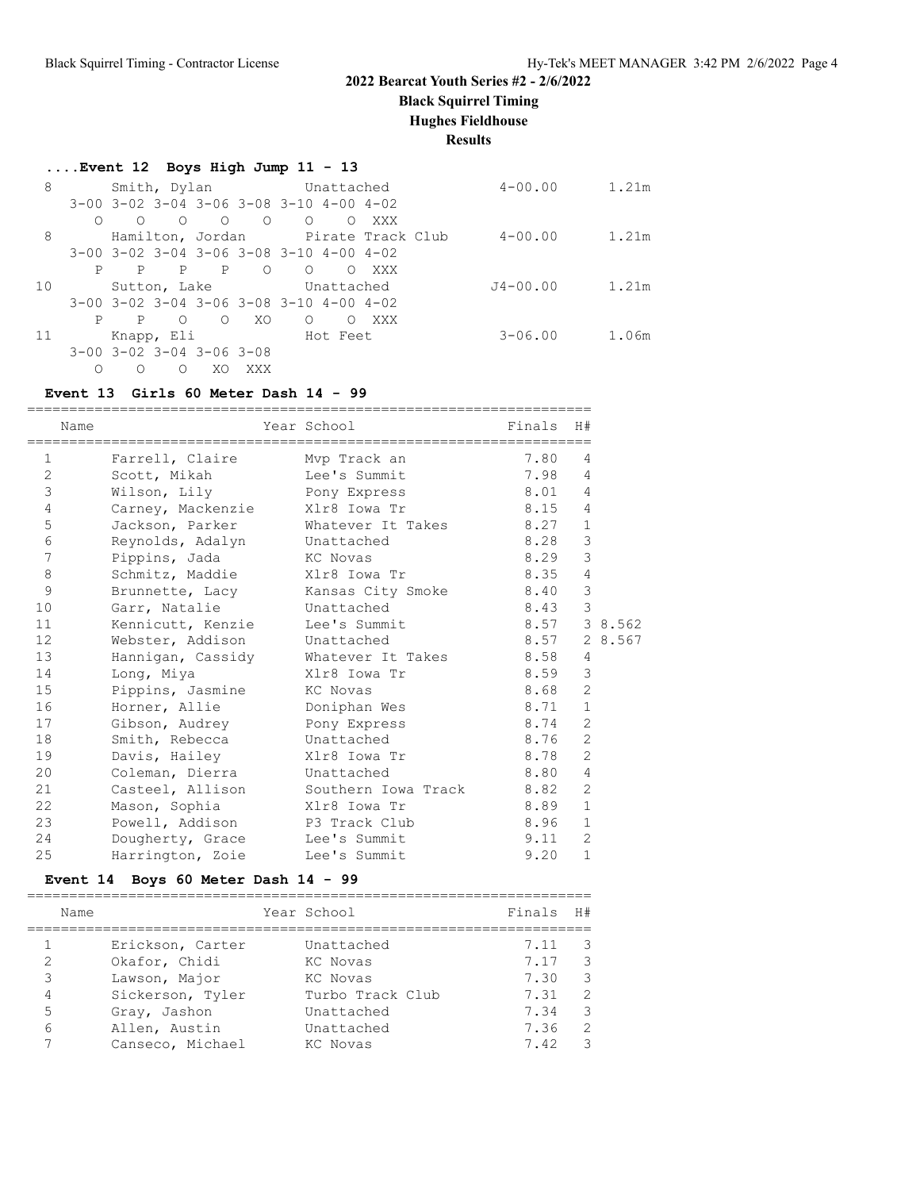**2022 Bearcat Youth Series #2 - 2/6/2022**

**Black Squirrel Timing**

**Hughes Fieldhouse**

**Results**

### ....Event 12 Boys High Jump 11 - 13

| Place | Name | School | Finals | Metric |
|---|---|---|---|---|
| 8 | Smith, Dylan | Unattached | 4-00.00 | 1.21m |
| | 3-00 3-02 3-04 3-06 3-08 3-10 4-00 4-02 | | | |
| | O O O O O O O XXX | | | |
| 8 | Hamilton, Jordan | Pirate Track Club | 4-00.00 | 1.21m |
| | 3-00 3-02 3-04 3-06 3-08 3-10 4-00 4-02 | | | |
| | P P P P O O O XXX | | | |
| 10 | Sutton, Lake | Unattached | J4-00.00 | 1.21m |
| | 3-00 3-02 3-04 3-06 3-08 3-10 4-00 4-02 | | | |
| | P P O O XO O O XXX | | | |
| 11 | Knapp, Eli | Hot Feet | 3-06.00 | 1.06m |
| | 3-00 3-02 3-04 3-06 3-08 | | | |
| | O O O XO XXX | | | |

### Event 13 Girls 60 Meter Dash 14 - 99

| | Name | Year School | Finals | H# | |
|---|---|---|---|---|---|
| 1 | Farrell, Claire | Mvp Track an | 7.80 | 4 | |
| 2 | Scott, Mikah | Lee's Summit | 7.98 | 4 | |
| 3 | Wilson, Lily | Pony Express | 8.01 | 4 | |
| 4 | Carney, Mackenzie | Xlr8 Iowa Tr | 8.15 | 4 | |
| 5 | Jackson, Parker | Whatever It Takes | 8.27 | 1 | |
| 6 | Reynolds, Adalyn | Unattached | 8.28 | 3 | |
| 7 | Pippins, Jada | KC Novas | 8.29 | 3 | |
| 8 | Schmitz, Maddie | Xlr8 Iowa Tr | 8.35 | 4 | |
| 9 | Brunnette, Lacy | Kansas City Smoke | 8.40 | 3 | |
| 10 | Garr, Natalie | Unattached | 8.43 | 3 | |
| 11 | Kennicutt, Kenzie | Lee's Summit | 8.57 | 3 | 8.562 |
| 12 | Webster, Addison | Unattached | 8.57 | 2 | 8.567 |
| 13 | Hannigan, Cassidy | Whatever It Takes | 8.58 | 4 | |
| 14 | Long, Miya | Xlr8 Iowa Tr | 8.59 | 3 | |
| 15 | Pippins, Jasmine | KC Novas | 8.68 | 2 | |
| 16 | Horner, Allie | Doniphan Wes | 8.71 | 1 | |
| 17 | Gibson, Audrey | Pony Express | 8.74 | 2 | |
| 18 | Smith, Rebecca | Unattached | 8.76 | 2 | |
| 19 | Davis, Hailey | Xlr8 Iowa Tr | 8.78 | 2 | |
| 20 | Coleman, Dierra | Unattached | 8.80 | 4 | |
| 21 | Casteel, Allison | Southern Iowa Track | 8.82 | 2 | |
| 22 | Mason, Sophia | Xlr8 Iowa Tr | 8.89 | 1 | |
| 23 | Powell, Addison | P3 Track Club | 8.96 | 1 | |
| 24 | Dougherty, Grace | Lee's Summit | 9.11 | 2 | |
| 25 | Harrington, Zoie | Lee's Summit | 9.20 | 1 | |

### Event 14 Boys 60 Meter Dash 14 - 99

| | Name | Year School | Finals | H# |
|---|---|---|---|---|
| 1 | Erickson, Carter | Unattached | 7.11 | 3 |
| 2 | Okafor, Chidi | KC Novas | 7.17 | 3 |
| 3 | Lawson, Major | KC Novas | 7.30 | 3 |
| 4 | Sickerson, Tyler | Turbo Track Club | 7.31 | 2 |
| 5 | Gray, Jashon | Unattached | 7.34 | 3 |
| 6 | Allen, Austin | Unattached | 7.36 | 2 |
| 7 | Canseco, Michael | KC Novas | 7.42 | 3 |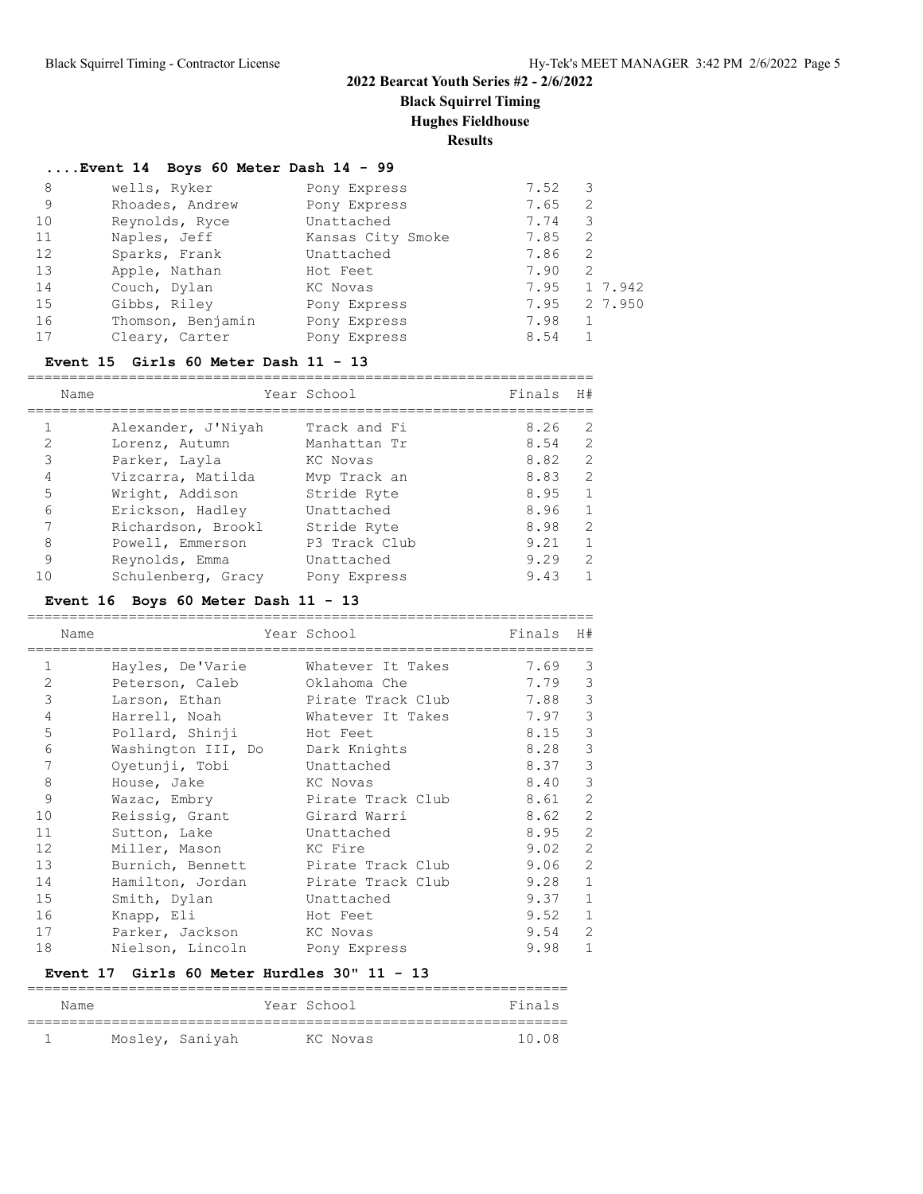## 2022 Bearcat Youth Series #2 - 2/6/2022

**Black Squirrel Timing**

**Hughes Fieldhouse**

**Results**

### ....Event 14 Boys 60 Meter Dash 14 - 99

| | Name | Year School | Finals | H# | |
|---|---|---|---|---|---|
| 8 | wells, Ryker | Pony Express | 7.52 | 3 | |
| 9 | Rhoades, Andrew | Pony Express | 7.65 | 2 | |
| 10 | Reynolds, Ryce | Unattached | 7.74 | 3 | |
| 11 | Naples, Jeff | Kansas City Smoke | 7.85 | 2 | |
| 12 | Sparks, Frank | Unattached | 7.86 | 2 | |
| 13 | Apple, Nathan | Hot Feet | 7.90 | 2 | |
| 14 | Couch, Dylan | KC Novas | 7.95 | 1 | 7.942 |
| 15 | Gibbs, Riley | Pony Express | 7.95 | 2 | 7.950 |
| 16 | Thomson, Benjamin | Pony Express | 7.98 | 1 | |
| 17 | Cleary, Carter | Pony Express | 8.54 | 1 | |

### Event 15 Girls 60 Meter Dash 11 - 13

| | Name | Year School | Finals | H# |
|---|---|---|---|---|
| 1 | Alexander, J'Niyah | Track and Fi | 8.26 | 2 |
| 2 | Lorenz, Autumn | Manhattan Tr | 8.54 | 2 |
| 3 | Parker, Layla | KC Novas | 8.82 | 2 |
| 4 | Vizcarra, Matilda | Mvp Track an | 8.83 | 2 |
| 5 | Wright, Addison | Stride Ryte | 8.95 | 1 |
| 6 | Erickson, Hadley | Unattached | 8.96 | 1 |
| 7 | Richardson, Brookl | Stride Ryte | 8.98 | 2 |
| 8 | Powell, Emmerson | P3 Track Club | 9.21 | 1 |
| 9 | Reynolds, Emma | Unattached | 9.29 | 2 |
| 10 | Schulenberg, Gracy | Pony Express | 9.43 | 1 |

### Event 16 Boys 60 Meter Dash 11 - 13

| | Name | Year School | Finals | H# |
|---|---|---|---|---|
| 1 | Hayles, De'Varie | Whatever It Takes | 7.69 | 3 |
| 2 | Peterson, Caleb | Oklahoma Che | 7.79 | 3 |
| 3 | Larson, Ethan | Pirate Track Club | 7.88 | 3 |
| 4 | Harrell, Noah | Whatever It Takes | 7.97 | 3 |
| 5 | Pollard, Shinji | Hot Feet | 8.15 | 3 |
| 6 | Washington III, Do | Dark Knights | 8.28 | 3 |
| 7 | Oyetunji, Tobi | Unattached | 8.37 | 3 |
| 8 | House, Jake | KC Novas | 8.40 | 3 |
| 9 | Wazac, Embry | Pirate Track Club | 8.61 | 2 |
| 10 | Reissig, Grant | Girard Warri | 8.62 | 2 |
| 11 | Sutton, Lake | Unattached | 8.95 | 2 |
| 12 | Miller, Mason | KC Fire | 9.02 | 2 |
| 13 | Burnich, Bennett | Pirate Track Club | 9.06 | 2 |
| 14 | Hamilton, Jordan | Pirate Track Club | 9.28 | 1 |
| 15 | Smith, Dylan | Unattached | 9.37 | 1 |
| 16 | Knapp, Eli | Hot Feet | 9.52 | 1 |
| 17 | Parker, Jackson | KC Novas | 9.54 | 2 |
| 18 | Nielson, Lincoln | Pony Express | 9.98 | 1 |

### Event 17 Girls 60 Meter Hurdles 30" 11 - 13

| | Name | Year School | Finals |
|---|---|---|---|
| 1 | Mosley, Saniyah | KC Novas | 10.08 |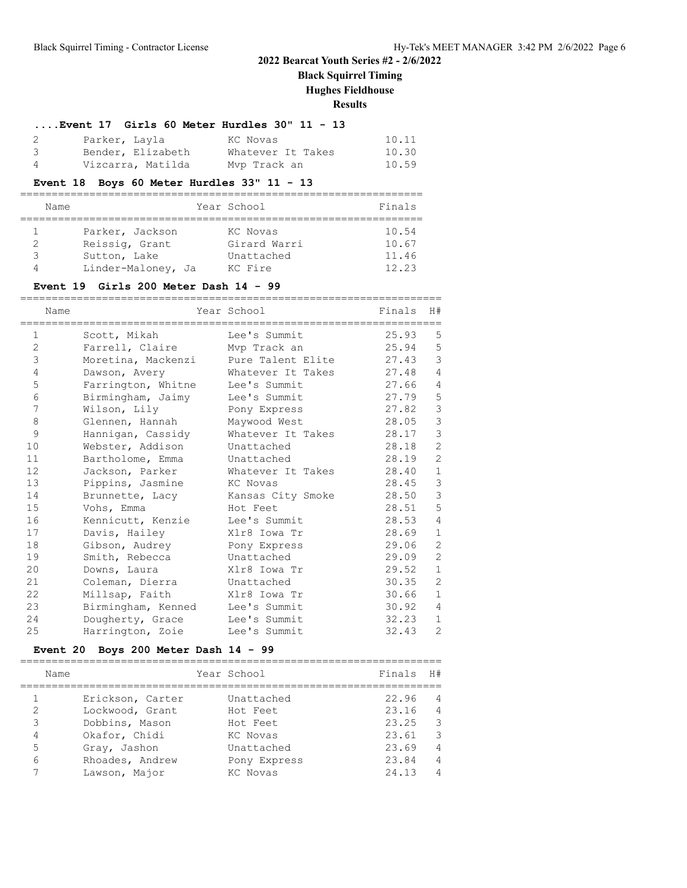**2022 Bearcat Youth Series #2 - 2/6/2022**

**Black Squirrel Timing**

**Hughes Fieldhouse**

**Results**

### ....Event 17 Girls 60 Meter Hurdles 30" 11 - 13

| | Name | Year School | Finals |
|---|---|---|---|
| 2 | Parker, Layla | KC Novas | 10.11 |
| 3 | Bender, Elizabeth | Whatever It Takes | 10.30 |
| 4 | Vizcarra, Matilda | Mvp Track an | 10.59 |

### Event 18 Boys 60 Meter Hurdles 33" 11 - 13

| | Name | Year School | Finals |
|---|---|---|---|
| 1 | Parker, Jackson | KC Novas | 10.54 |
| 2 | Reissig, Grant | Girard Warri | 10.67 |
| 3 | Sutton, Lake | Unattached | 11.46 |
| 4 | Linder-Maloney, Ja | KC Fire | 12.23 |

### Event 19 Girls 200 Meter Dash 14 - 99

| | Name | Year School | Finals | H# |
|---|---|---|---|---|
| 1 | Scott, Mikah | Lee's Summit | 25.93 | 5 |
| 2 | Farrell, Claire | Mvp Track an | 25.94 | 5 |
| 3 | Moretina, Mackenzi | Pure Talent Elite | 27.43 | 3 |
| 4 | Dawson, Avery | Whatever It Takes | 27.48 | 4 |
| 5 | Farrington, Whitne | Lee's Summit | 27.66 | 4 |
| 6 | Birmingham, Jaimy | Lee's Summit | 27.79 | 5 |
| 7 | Wilson, Lily | Pony Express | 27.82 | 3 |
| 8 | Glennen, Hannah | Maywood West | 28.05 | 3 |
| 9 | Hannigan, Cassidy | Whatever It Takes | 28.17 | 3 |
| 10 | Webster, Addison | Unattached | 28.18 | 2 |
| 11 | Bartholome, Emma | Unattached | 28.19 | 2 |
| 12 | Jackson, Parker | Whatever It Takes | 28.40 | 1 |
| 13 | Pippins, Jasmine | KC Novas | 28.45 | 3 |
| 14 | Brunnette, Lacy | Kansas City Smoke | 28.50 | 3 |
| 15 | Vohs, Emma | Hot Feet | 28.51 | 5 |
| 16 | Kennicutt, Kenzie | Lee's Summit | 28.53 | 4 |
| 17 | Davis, Hailey | Xlr8 Iowa Tr | 28.69 | 1 |
| 18 | Gibson, Audrey | Pony Express | 29.06 | 2 |
| 19 | Smith, Rebecca | Unattached | 29.09 | 2 |
| 20 | Downs, Laura | Xlr8 Iowa Tr | 29.52 | 1 |
| 21 | Coleman, Dierra | Unattached | 30.35 | 2 |
| 22 | Millsap, Faith | Xlr8 Iowa Tr | 30.66 | 1 |
| 23 | Birmingham, Kenned | Lee's Summit | 30.92 | 4 |
| 24 | Dougherty, Grace | Lee's Summit | 32.23 | 1 |
| 25 | Harrington, Zoie | Lee's Summit | 32.43 | 2 |

### Event 20 Boys 200 Meter Dash 14 - 99

| | Name | Year School | Finals | H# |
|---|---|---|---|---|
| 1 | Erickson, Carter | Unattached | 22.96 | 4 |
| 2 | Lockwood, Grant | Hot Feet | 23.16 | 4 |
| 3 | Dobbins, Mason | Hot Feet | 23.25 | 3 |
| 4 | Okafor, Chidi | KC Novas | 23.61 | 3 |
| 5 | Gray, Jashon | Unattached | 23.69 | 4 |
| 6 | Rhoades, Andrew | Pony Express | 23.84 | 4 |
| 7 | Lawson, Major | KC Novas | 24.13 | 4 |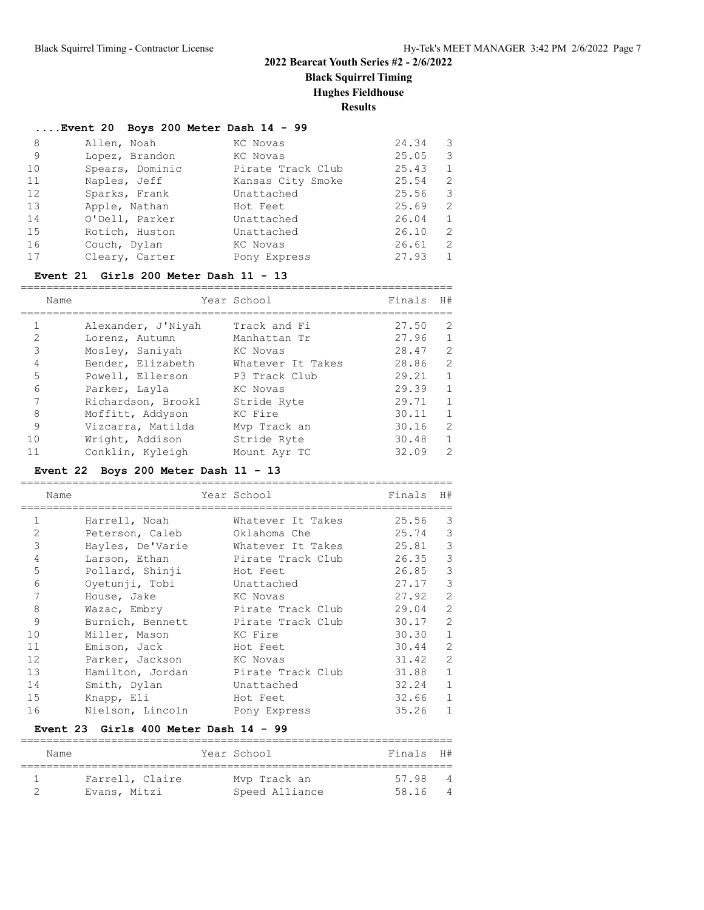## 2022 Bearcat Youth Series #2 - 2/6/2022

**Black Squirrel Timing**

**Hughes Fieldhouse**

**Results**

### ....Event 20 Boys 200 Meter Dash 14 - 99

| | Name | Year School | Finals | H# |
|---|---|---|---|---|
| 8 | Allen, Noah | KC Novas | 24.34 | 3 |
| 9 | Lopez, Brandon | KC Novas | 25.05 | 3 |
| 10 | Spears, Dominic | Pirate Track Club | 25.43 | 1 |
| 11 | Naples, Jeff | Kansas City Smoke | 25.54 | 2 |
| 12 | Sparks, Frank | Unattached | 25.56 | 3 |
| 13 | Apple, Nathan | Hot Feet | 25.69 | 2 |
| 14 | O'Dell, Parker | Unattached | 26.04 | 1 |
| 15 | Rotich, Huston | Unattached | 26.10 | 2 |
| 16 | Couch, Dylan | KC Novas | 26.61 | 2 |
| 17 | Cleary, Carter | Pony Express | 27.93 | 1 |

### Event 21 Girls 200 Meter Dash 11 - 13

| | Name | Year School | Finals | H# |
|---|---|---|---|---|
| 1 | Alexander, J'Niyah | Track and Fi | 27.50 | 2 |
| 2 | Lorenz, Autumn | Manhattan Tr | 27.96 | 1 |
| 3 | Mosley, Saniyah | KC Novas | 28.47 | 2 |
| 4 | Bender, Elizabeth | Whatever It Takes | 28.86 | 2 |
| 5 | Powell, Ellerson | P3 Track Club | 29.21 | 1 |
| 6 | Parker, Layla | KC Novas | 29.39 | 1 |
| 7 | Richardson, Brookl | Stride Ryte | 29.71 | 1 |
| 8 | Moffitt, Addyson | KC Fire | 30.11 | 1 |
| 9 | Vizcarra, Matilda | Mvp Track an | 30.16 | 2 |
| 10 | Wright, Addison | Stride Ryte | 30.48 | 1 |
| 11 | Conklin, Kyleigh | Mount Ayr TC | 32.09 | 2 |

### Event 22 Boys 200 Meter Dash 11 - 13

| | Name | Year School | Finals | H# |
|---|---|---|---|---|
| 1 | Harrell, Noah | Whatever It Takes | 25.56 | 3 |
| 2 | Peterson, Caleb | Oklahoma Che | 25.74 | 3 |
| 3 | Hayles, De'Varie | Whatever It Takes | 25.81 | 3 |
| 4 | Larson, Ethan | Pirate Track Club | 26.35 | 3 |
| 5 | Pollard, Shinji | Hot Feet | 26.85 | 3 |
| 6 | Oyetunji, Tobi | Unattached | 27.17 | 3 |
| 7 | House, Jake | KC Novas | 27.92 | 2 |
| 8 | Wazac, Embry | Pirate Track Club | 29.04 | 2 |
| 9 | Burnich, Bennett | Pirate Track Club | 30.17 | 2 |
| 10 | Miller, Mason | KC Fire | 30.30 | 1 |
| 11 | Emison, Jack | Hot Feet | 30.44 | 2 |
| 12 | Parker, Jackson | KC Novas | 31.42 | 2 |
| 13 | Hamilton, Jordan | Pirate Track Club | 31.88 | 1 |
| 14 | Smith, Dylan | Unattached | 32.24 | 1 |
| 15 | Knapp, Eli | Hot Feet | 32.66 | 1 |
| 16 | Nielson, Lincoln | Pony Express | 35.26 | 1 |

### Event 23 Girls 400 Meter Dash 14 - 99

| | Name | Year School | Finals | H# |
|---|---|---|---|---|
| 1 | Farrell, Claire | Mvp Track an | 57.98 | 4 |
| 2 | Evans, Mitzi | Speed Alliance | 58.16 | 4 |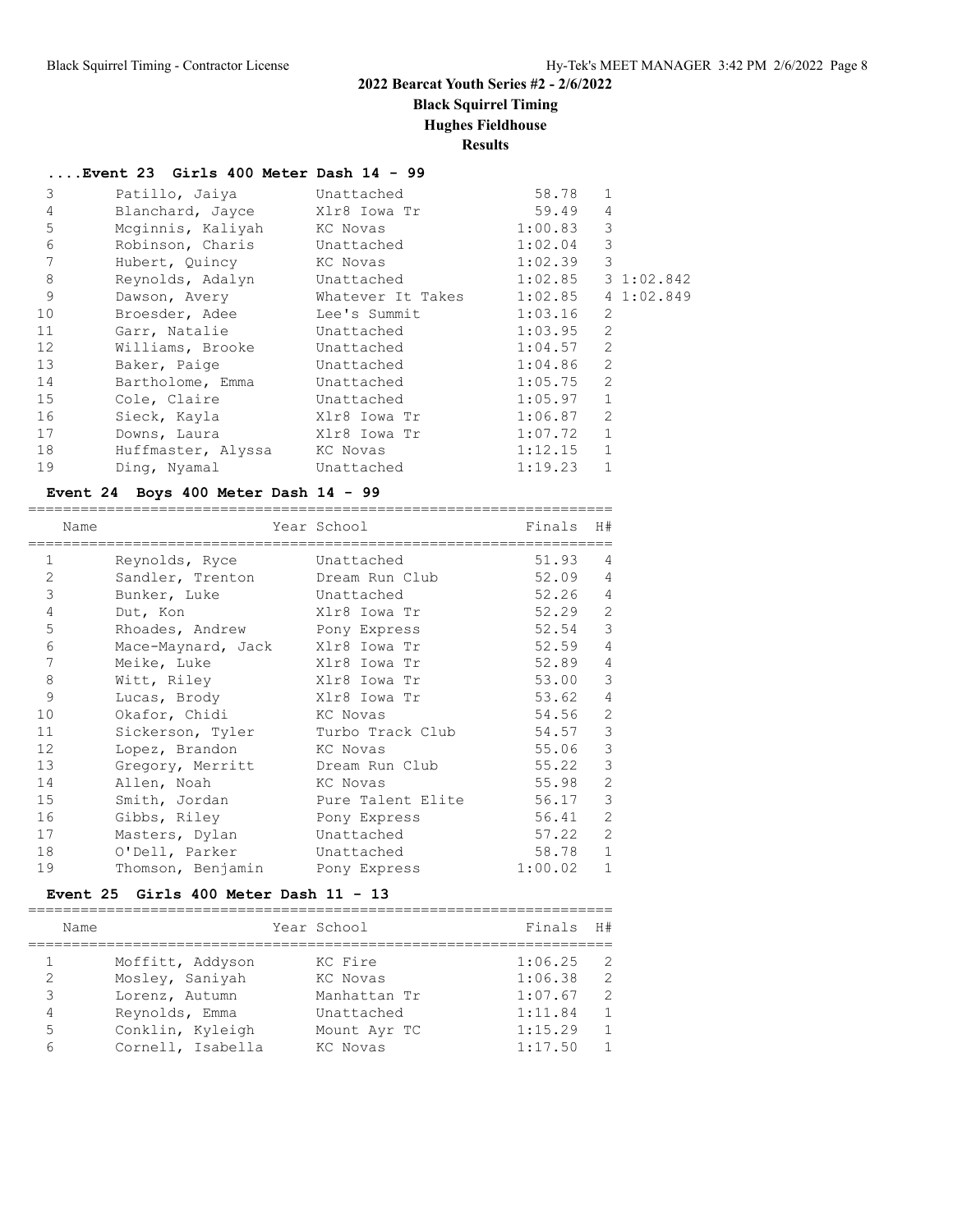# 2022 Bearcat Youth Series #2 - 2/6/2022

**Black Squirrel Timing**

**Hughes Fieldhouse**

**Results**

### ....Event 23 Girls 400 Meter Dash 14 - 99

| | Name | Year School | Finals | H# | |
|---|---|---|---|---|---|
| 3 | Patillo, Jaiya | Unattached | 58.78 | 1 | |
| 4 | Blanchard, Jayce | Xlr8 Iowa Tr | 59.49 | 4 | |
| 5 | Mcginnis, Kaliyah | KC Novas | 1:00.83 | 3 | |
| 6 | Robinson, Charis | Unattached | 1:02.04 | 3 | |
| 7 | Hubert, Quincy | KC Novas | 1:02.39 | 3 | |
| 8 | Reynolds, Adalyn | Unattached | 1:02.85 | 3 | 1:02.842 |
| 9 | Dawson, Avery | Whatever It Takes | 1:02.85 | 4 | 1:02.849 |
| 10 | Broesder, Adee | Lee's Summit | 1:03.16 | 2 | |
| 11 | Garr, Natalie | Unattached | 1:03.95 | 2 | |
| 12 | Williams, Brooke | Unattached | 1:04.57 | 2 | |
| 13 | Baker, Paige | Unattached | 1:04.86 | 2 | |
| 14 | Bartholome, Emma | Unattached | 1:05.75 | 2 | |
| 15 | Cole, Claire | Unattached | 1:05.97 | 1 | |
| 16 | Sieck, Kayla | Xlr8 Iowa Tr | 1:06.87 | 2 | |
| 17 | Downs, Laura | Xlr8 Iowa Tr | 1:07.72 | 1 | |
| 18 | Huffmaster, Alyssa | KC Novas | 1:12.15 | 1 | |
| 19 | Ding, Nyamal | Unattached | 1:19.23 | 1 | |

### Event 24 Boys 400 Meter Dash 14 - 99

| | Name | Year School | Finals | H# |
|---|---|---|---|---|
| 1 | Reynolds, Ryce | Unattached | 51.93 | 4 |
| 2 | Sandler, Trenton | Dream Run Club | 52.09 | 4 |
| 3 | Bunker, Luke | Unattached | 52.26 | 4 |
| 4 | Dut, Kon | Xlr8 Iowa Tr | 52.29 | 2 |
| 5 | Rhoades, Andrew | Pony Express | 52.54 | 3 |
| 6 | Mace-Maynard, Jack | Xlr8 Iowa Tr | 52.59 | 4 |
| 7 | Meike, Luke | Xlr8 Iowa Tr | 52.89 | 4 |
| 8 | Witt, Riley | Xlr8 Iowa Tr | 53.00 | 3 |
| 9 | Lucas, Brody | Xlr8 Iowa Tr | 53.62 | 4 |
| 10 | Okafor, Chidi | KC Novas | 54.56 | 2 |
| 11 | Sickerson, Tyler | Turbo Track Club | 54.57 | 3 |
| 12 | Lopez, Brandon | KC Novas | 55.06 | 3 |
| 13 | Gregory, Merritt | Dream Run Club | 55.22 | 3 |
| 14 | Allen, Noah | KC Novas | 55.98 | 2 |
| 15 | Smith, Jordan | Pure Talent Elite | 56.17 | 3 |
| 16 | Gibbs, Riley | Pony Express | 56.41 | 2 |
| 17 | Masters, Dylan | Unattached | 57.22 | 2 |
| 18 | O'Dell, Parker | Unattached | 58.78 | 1 |
| 19 | Thomson, Benjamin | Pony Express | 1:00.02 | 1 |

### Event 25 Girls 400 Meter Dash 11 - 13

| | Name | Year School | Finals | H# |
|---|---|---|---|---|
| 1 | Moffitt, Addyson | KC Fire | 1:06.25 | 2 |
| 2 | Mosley, Saniyah | KC Novas | 1:06.38 | 2 |
| 3 | Lorenz, Autumn | Manhattan Tr | 1:07.67 | 2 |
| 4 | Reynolds, Emma | Unattached | 1:11.84 | 1 |
| 5 | Conklin, Kyleigh | Mount Ayr TC | 1:15.29 | 1 |
| 6 | Cornell, Isabella | KC Novas | 1:17.50 | 1 |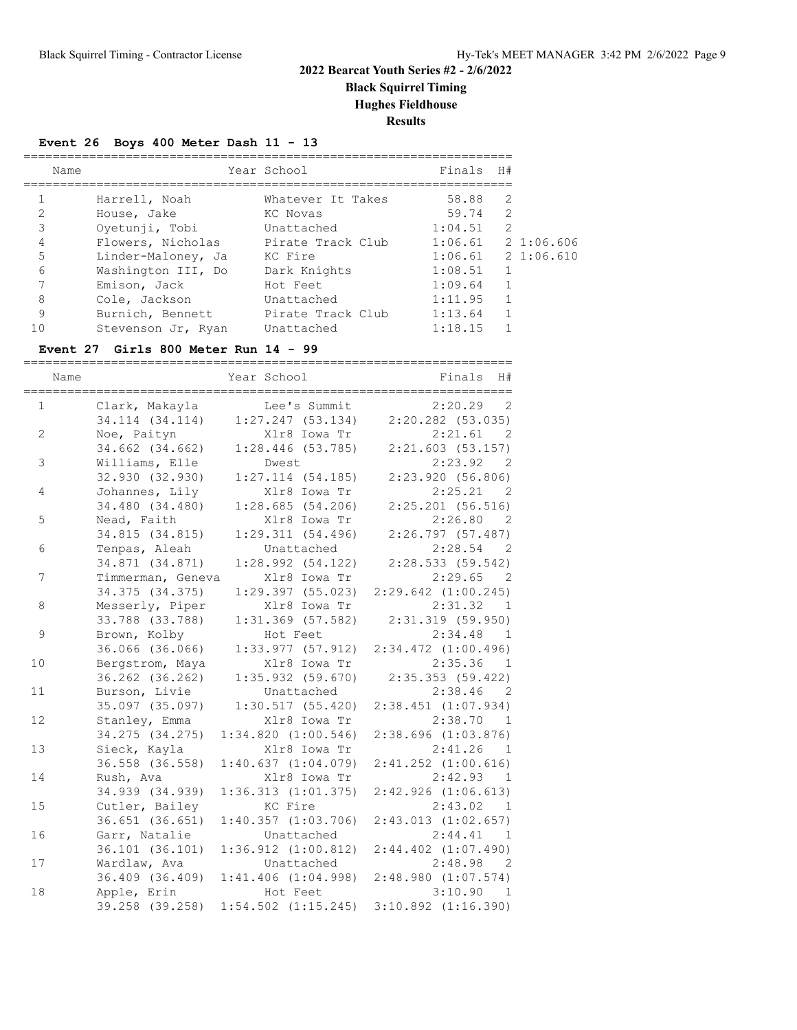## 2022 Bearcat Youth Series #2 - 2/6/2022

**Black Squirrel Timing**

**Hughes Fieldhouse**

**Results**

### Event 26 Boys 400 Meter Dash 11 - 13

| | Name | Year School | Finals | H# | |
|---|---|---|---|---|---|
| 1 | Harrell, Noah | Whatever It Takes | 58.88 | 2 | |
| 2 | House, Jake | KC Novas | 59.74 | 2 | |
| 3 | Oyetunji, Tobi | Unattached | 1:04.51 | 2 | |
| 4 | Flowers, Nicholas | Pirate Track Club | 1:06.61 | 2 | 1:06.606 |
| 5 | Linder-Maloney, Ja | KC Fire | 1:06.61 | 2 | 1:06.610 |
| 6 | Washington III, Do | Dark Knights | 1:08.51 | 1 | |
| 7 | Emison, Jack | Hot Feet | 1:09.64 | 1 | |
| 8 | Cole, Jackson | Unattached | 1:11.95 | 1 | |
| 9 | Burnich, Bennett | Pirate Track Club | 1:13.64 | 1 | |
| 10 | Stevenson Jr, Ryan | Unattached | 1:18.15 | 1 | |

### Event 27 Girls 800 Meter Run 14 - 99

| | Name | Year School | Finals | H# |
|---|---|---|---|---|
| 1 | Clark, Makayla | Lee's Summit | 2:20.29 | 2 |
| | 34.114 (34.114) | 1:27.247 (53.134) | 2:20.282 (53.035) | |
| 2 | Noe, Paityn | Xlr8 Iowa Tr | 2:21.61 | 2 |
| | 34.662 (34.662) | 1:28.446 (53.785) | 2:21.603 (53.157) | |
| 3 | Williams, Elle | Dwest | 2:23.92 | 2 |
| | 32.930 (32.930) | 1:27.114 (54.185) | 2:23.920 (56.806) | |
| 4 | Johannes, Lily | Xlr8 Iowa Tr | 2:25.21 | 2 |
| | 34.480 (34.480) | 1:28.685 (54.206) | 2:25.201 (56.516) | |
| 5 | Nead, Faith | Xlr8 Iowa Tr | 2:26.80 | 2 |
| | 34.815 (34.815) | 1:29.311 (54.496) | 2:26.797 (57.487) | |
| 6 | Tenpas, Aleah | Unattached | 2:28.54 | 2 |
| | 34.871 (34.871) | 1:28.992 (54.122) | 2:28.533 (59.542) | |
| 7 | Timmerman, Geneva | Xlr8 Iowa Tr | 2:29.65 | 2 |
| | 34.375 (34.375) | 1:29.397 (55.023) | 2:29.642 (1:00.245) | |
| 8 | Messerly, Piper | Xlr8 Iowa Tr | 2:31.32 | 1 |
| | 33.788 (33.788) | 1:31.369 (57.582) | 2:31.319 (59.950) | |
| 9 | Brown, Kolby | Hot Feet | 2:34.48 | 1 |
| | 36.066 (36.066) | 1:33.977 (57.912) | 2:34.472 (1:00.496) | |
| 10 | Bergstrom, Maya | Xlr8 Iowa Tr | 2:35.36 | 1 |
| | 36.262 (36.262) | 1:35.932 (59.670) | 2:35.353 (59.422) | |
| 11 | Burson, Livie | Unattached | 2:38.46 | 2 |
| | 35.097 (35.097) | 1:30.517 (55.420) | 2:38.451 (1:07.934) | |
| 12 | Stanley, Emma | Xlr8 Iowa Tr | 2:38.70 | 1 |
| | 34.275 (34.275) | 1:34.820 (1:00.546) | 2:38.696 (1:03.876) | |
| 13 | Sieck, Kayla | Xlr8 Iowa Tr | 2:41.26 | 1 |
| | 36.558 (36.558) | 1:40.637 (1:04.079) | 2:41.252 (1:00.616) | |
| 14 | Rush, Ava | Xlr8 Iowa Tr | 2:42.93 | 1 |
| | 34.939 (34.939) | 1:36.313 (1:01.375) | 2:42.926 (1:06.613) | |
| 15 | Cutler, Bailey | KC Fire | 2:43.02 | 1 |
| | 36.651 (36.651) | 1:40.357 (1:03.706) | 2:43.013 (1:02.657) | |
| 16 | Garr, Natalie | Unattached | 2:44.41 | 1 |
| | 36.101 (36.101) | 1:36.912 (1:00.812) | 2:44.402 (1:07.490) | |
| 17 | Wardlaw, Ava | Unattached | 2:48.98 | 2 |
| | 36.409 (36.409) | 1:41.406 (1:04.998) | 2:48.980 (1:07.574) | |
| 18 | Apple, Erin | Hot Feet | 3:10.90 | 1 |
| | 39.258 (39.258) | 1:54.502 (1:15.245) | 3:10.892 (1:16.390) | |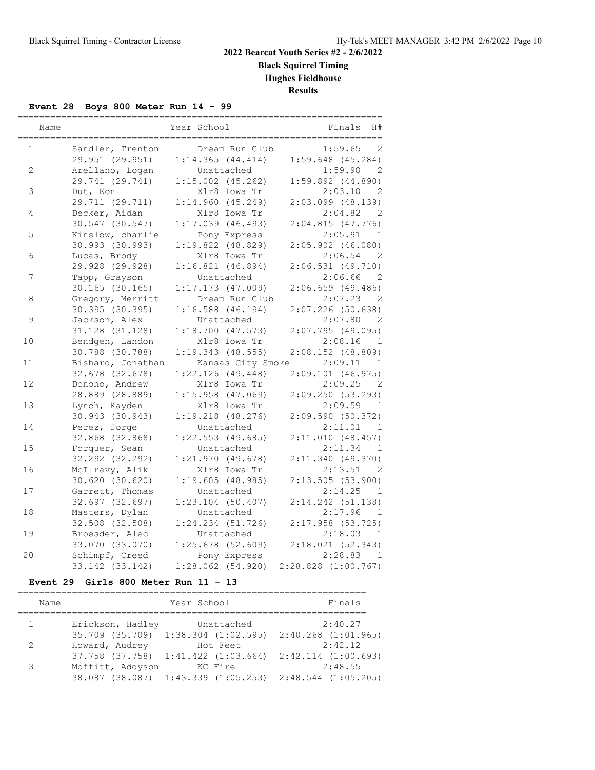## 2022 Bearcat Youth Series #2 - 2/6/2022

### Black Squirrel Timing

### Hughes Fieldhouse

### Results

**Event 28 Boys 800 Meter Run 14 - 99**

| Place | Name | Year | School | Finals | H# |
|---|---|---|---|---|---|
| 1 | Sandler, Trenton | | Dream Run Club | 1:59.65 | 2 |
| | 29.951 (29.951) | | 1:14.365 (44.414) | 1:59.648 (45.284) | |
| 2 | Arellano, Logan | | Unattached | 1:59.90 | 2 |
| | 29.741 (29.741) | | 1:15.002 (45.262) | 1:59.892 (44.890) | |
| 3 | Dut, Kon | | Xlr8 Iowa Tr | 2:03.10 | 2 |
| | 29.711 (29.711) | | 1:14.960 (45.249) | 2:03.099 (48.139) | |
| 4 | Decker, Aidan | | Xlr8 Iowa Tr | 2:04.82 | 2 |
| | 30.547 (30.547) | | 1:17.039 (46.493) | 2:04.815 (47.776) | |
| 5 | Kinslow, charlie | | Pony Express | 2:05.91 | 1 |
| | 30.993 (30.993) | | 1:19.822 (48.829) | 2:05.902 (46.080) | |
| 6 | Lucas, Brody | | Xlr8 Iowa Tr | 2:06.54 | 2 |
| | 29.928 (29.928) | | 1:16.821 (46.894) | 2:06.531 (49.710) | |
| 7 | Tapp, Grayson | | Unattached | 2:06.66 | 2 |
| | 30.165 (30.165) | | 1:17.173 (47.009) | 2:06.659 (49.486) | |
| 8 | Gregory, Merritt | | Dream Run Club | 2:07.23 | 2 |
| | 30.395 (30.395) | | 1:16.588 (46.194) | 2:07.226 (50.638) | |
| 9 | Jackson, Alex | | Unattached | 2:07.80 | 2 |
| | 31.128 (31.128) | | 1:18.700 (47.573) | 2:07.795 (49.095) | |
| 10 | Bendgen, Landon | | Xlr8 Iowa Tr | 2:08.16 | 1 |
| | 30.788 (30.788) | | 1:19.343 (48.555) | 2:08.152 (48.809) | |
| 11 | Bishard, Jonathan | | Kansas City Smoke | 2:09.11 | 1 |
| | 32.678 (32.678) | | 1:22.126 (49.448) | 2:09.101 (46.975) | |
| 12 | Donoho, Andrew | | Xlr8 Iowa Tr | 2:09.25 | 2 |
| | 28.889 (28.889) | | 1:15.958 (47.069) | 2:09.250 (53.293) | |
| 13 | Lynch, Kayden | | Xlr8 Iowa Tr | 2:09.59 | 1 |
| | 30.943 (30.943) | | 1:19.218 (48.276) | 2:09.590 (50.372) | |
| 14 | Perez, Jorge | | Unattached | 2:11.01 | 1 |
| | 32.868 (32.868) | | 1:22.553 (49.685) | 2:11.010 (48.457) | |
| 15 | Forquer, Sean | | Unattached | 2:11.34 | 1 |
| | 32.292 (32.292) | | 1:21.970 (49.678) | 2:11.340 (49.370) | |
| 16 | McIlravy, Alik | | Xlr8 Iowa Tr | 2:13.51 | 2 |
| | 30.620 (30.620) | | 1:19.605 (48.985) | 2:13.505 (53.900) | |
| 17 | Garrett, Thomas | | Unattached | 2:14.25 | 1 |
| | 32.697 (32.697) | | 1:23.104 (50.407) | 2:14.242 (51.138) | |
| 18 | Masters, Dylan | | Unattached | 2:17.96 | 1 |
| | 32.508 (32.508) | | 1:24.234 (51.726) | 2:17.958 (53.725) | |
| 19 | Broesder, Alec | | Unattached | 2:18.03 | 1 |
| | 33.070 (33.070) | | 1:25.678 (52.609) | 2:18.021 (52.343) | |
| 20 | Schimpf, Creed | | Pony Express | 2:28.83 | 1 |
| | 33.142 (33.142) | | 1:28.062 (54.920) | 2:28.828 (1:00.767) | |

**Event 29 Girls 800 Meter Run 11 - 13**

| Place | Name | Year | School | Finals |
|---|---|---|---|---|
| 1 | Erickson, Hadley | | Unattached | 2:40.27 |
| | 35.709 (35.709) | | 1:38.304 (1:02.595) | 2:40.268 (1:01.965) |
| 2 | Howard, Audrey | | Hot Feet | 2:42.12 |
| | 37.758 (37.758) | | 1:41.422 (1:03.664) | 2:42.114 (1:00.693) |
| 3 | Moffitt, Addyson | | KC Fire | 2:48.55 |
| | 38.087 (38.087) | | 1:43.339 (1:05.253) | 2:48.544 (1:05.205) |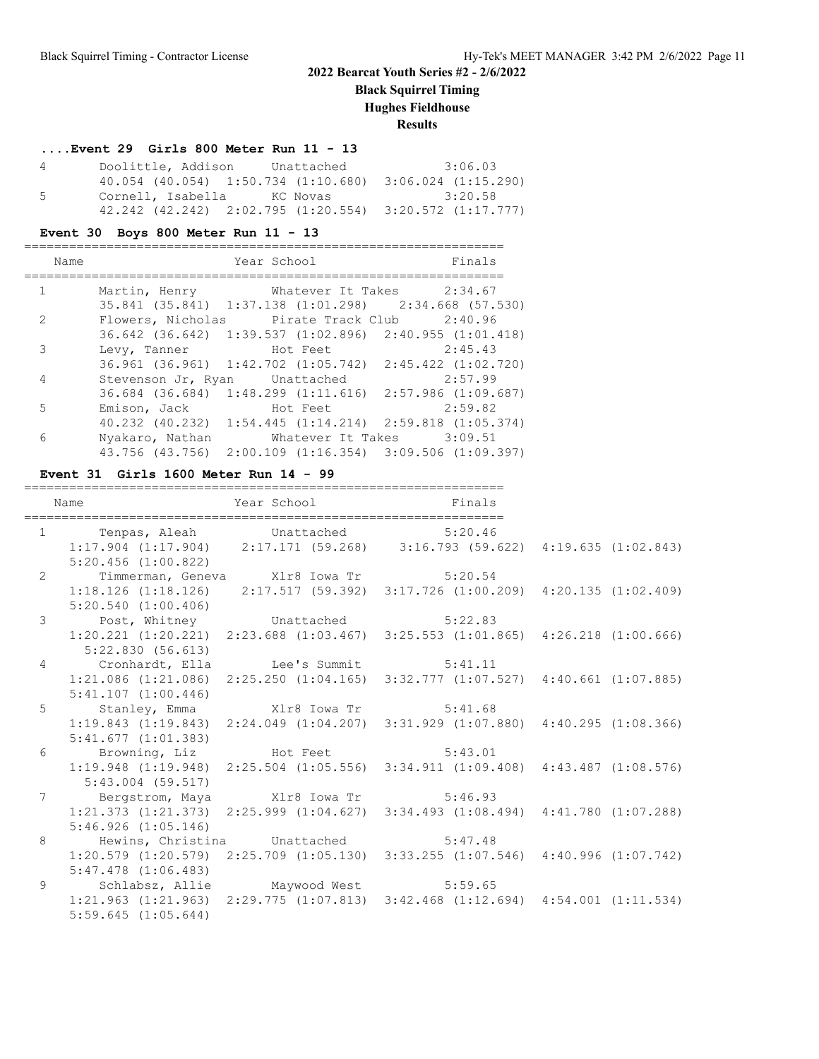## 2022 Bearcat Youth Series #2 - 2/6/2022

**Black Squirrel Timing**

**Hughes Fieldhouse**

**Results**

### ....Event 29 Girls 800 Meter Run 11 - 13

| | Name | Year School | Finals |
|---|---|---|---|
| 4 | Doolittle, Addison | Unattached | 3:06.03 |
| | 40.054 (40.054) 1:50.734 (1:10.680) 3:06.024 (1:15.290) | | |
| 5 | Cornell, Isabella | KC Novas | 3:20.58 |
| | 42.242 (42.242) 2:02.795 (1:20.554) 3:20.572 (1:17.777) | | |

### Event 30 Boys 800 Meter Run 11 - 13

| | Name | Year School | Finals |
|---|---|---|---|
| 1 | Martin, Henry | Whatever It Takes | 2:34.67 |
| | 35.841 (35.841) 1:37.138 (1:01.298) 2:34.668 (57.530) | | |
| 2 | Flowers, Nicholas | Pirate Track Club | 2:40.96 |
| | 36.642 (36.642) 1:39.537 (1:02.896) 2:40.955 (1:01.418) | | |
| 3 | Levy, Tanner | Hot Feet | 2:45.43 |
| | 36.961 (36.961) 1:42.702 (1:05.742) 2:45.422 (1:02.720) | | |
| 4 | Stevenson Jr, Ryan | Unattached | 2:57.99 |
| | 36.684 (36.684) 1:48.299 (1:11.616) 2:57.986 (1:09.687) | | |
| 5 | Emison, Jack | Hot Feet | 2:59.82 |
| | 40.232 (40.232) 1:54.445 (1:14.214) 2:59.818 (1:05.374) | | |
| 6 | Nyakaro, Nathan | Whatever It Takes | 3:09.51 |
| | 43.756 (43.756) 2:00.109 (1:16.354) 3:09.506 (1:09.397) | | |

### Event 31 Girls 1600 Meter Run 14 - 99

| | Name | Year School | Finals |
|---|---|---|---|
| 1 | Tenpas, Aleah | Unattached | 5:20.46 |
| | 1:17.904 (1:17.904) 2:17.171 (59.268) 3:16.793 (59.622) 4:19.635 (1:02.843) 5:20.456 (1:00.822) | | |
| 2 | Timmerman, Geneva | Xlr8 Iowa Tr | 5:20.54 |
| | 1:18.126 (1:18.126) 2:17.517 (59.392) 3:17.726 (1:00.209) 4:20.135 (1:02.409) 5:20.540 (1:00.406) | | |
| 3 | Post, Whitney | Unattached | 5:22.83 |
| | 1:20.221 (1:20.221) 2:23.688 (1:03.467) 3:25.553 (1:01.865) 4:26.218 (1:00.666) 5:22.830 (56.613) | | |
| 4 | Cronhardt, Ella | Lee's Summit | 5:41.11 |
| | 1:21.086 (1:21.086) 2:25.250 (1:04.165) 3:32.777 (1:07.527) 4:40.661 (1:07.885) 5:41.107 (1:00.446) | | |
| 5 | Stanley, Emma | Xlr8 Iowa Tr | 5:41.68 |
| | 1:19.843 (1:19.843) 2:24.049 (1:04.207) 3:31.929 (1:07.880) 4:40.295 (1:08.366) 5:41.677 (1:01.383) | | |
| 6 | Browning, Liz | Hot Feet | 5:43.01 |
| | 1:19.948 (1:19.948) 2:25.504 (1:05.556) 3:34.911 (1:09.408) 4:43.487 (1:08.576) 5:43.004 (59.517) | | |
| 7 | Bergstrom, Maya | Xlr8 Iowa Tr | 5:46.93 |
| | 1:21.373 (1:21.373) 2:25.999 (1:04.627) 3:34.493 (1:08.494) 4:41.780 (1:07.288) 5:46.926 (1:05.146) | | |
| 8 | Hewins, Christina | Unattached | 5:47.48 |
| | 1:20.579 (1:20.579) 2:25.709 (1:05.130) 3:33.255 (1:07.546) 4:40.996 (1:07.742) 5:47.478 (1:06.483) | | |
| 9 | Schlabsz, Allie | Maywood West | 5:59.65 |
| | 1:21.963 (1:21.963) 2:29.775 (1:07.813) 3:42.468 (1:12.694) 4:54.001 (1:11.534) 5:59.645 (1:05.644) | | |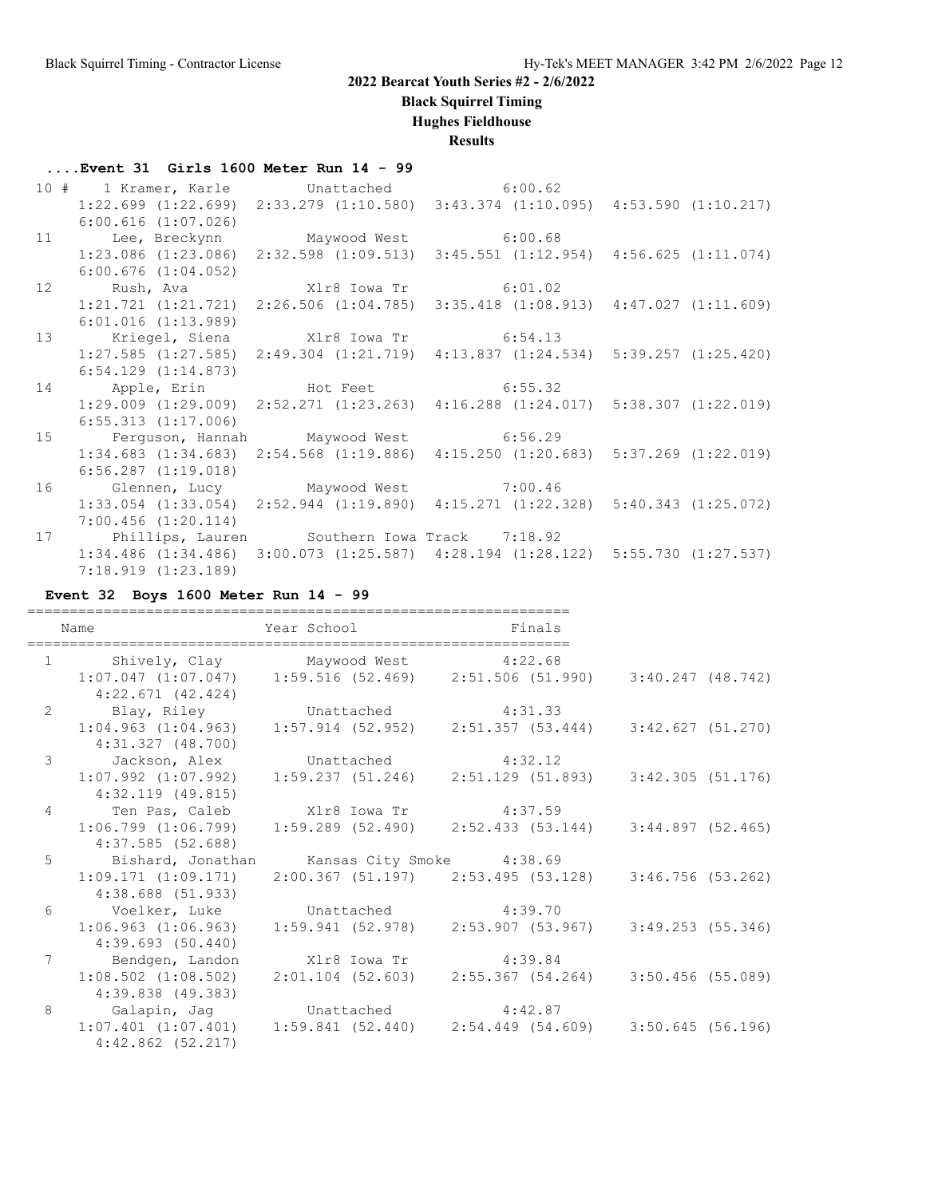## 2022 Bearcat Youth Series #2 - 2/6/2022

### Black Squirrel Timing

### Hughes Fieldhouse

### Results

#### ....Event 31 Girls 1600 Meter Run 14 - 99

| Place | Name | School | Finals |
|---|---|---|---|
| 10 # 1 | Kramer, Karle | Unattached | 6:00.62 |
| | 1:22.699 (1:22.699) 2:33.279 (1:10.580) 3:43.374 (1:10.095) 4:53.590 (1:10.217) 6:00.616 (1:07.026) | | |
| 11 | Lee, Breckynn | Maywood West | 6:00.68 |
| | 1:23.086 (1:23.086) 2:32.598 (1:09.513) 3:45.551 (1:12.954) 4:56.625 (1:11.074) 6:00.676 (1:04.052) | | |
| 12 | Rush, Ava | Xlr8 Iowa Tr | 6:01.02 |
| | 1:21.721 (1:21.721) 2:26.506 (1:04.785) 3:35.418 (1:08.913) 4:47.027 (1:11.609) 6:01.016 (1:13.989) | | |
| 13 | Kriegel, Siena | Xlr8 Iowa Tr | 6:54.13 |
| | 1:27.585 (1:27.585) 2:49.304 (1:21.719) 4:13.837 (1:24.534) 5:39.257 (1:25.420) 6:54.129 (1:14.873) | | |
| 14 | Apple, Erin | Hot Feet | 6:55.32 |
| | 1:29.009 (1:29.009) 2:52.271 (1:23.263) 4:16.288 (1:24.017) 5:38.307 (1:22.019) 6:55.313 (1:17.006) | | |
| 15 | Ferguson, Hannah | Maywood West | 6:56.29 |
| | 1:34.683 (1:34.683) 2:54.568 (1:19.886) 4:15.250 (1:20.683) 5:37.269 (1:22.019) 6:56.287 (1:19.018) | | |
| 16 | Glennen, Lucy | Maywood West | 7:00.46 |
| | 1:33.054 (1:33.054) 2:52.944 (1:19.890) 4:15.271 (1:22.328) 5:40.343 (1:25.072) 7:00.456 (1:20.114) | | |
| 17 | Phillips, Lauren | Southern Iowa Track | 7:18.92 |
| | 1:34.486 (1:34.486) 3:00.073 (1:25.587) 4:28.194 (1:28.122) 5:55.730 (1:27.537) 7:18.919 (1:23.189) | | |

#### Event 32 Boys 1600 Meter Run 14 - 99

| Place | Name | Year School | Finals |
|---|---|---|---|
| 1 | Shively, Clay | Maywood West | 4:22.68 |
| | 1:07.047 (1:07.047) 1:59.516 (52.469) 2:51.506 (51.990) 3:40.247 (48.742) 4:22.671 (42.424) | | |
| 2 | Blay, Riley | Unattached | 4:31.33 |
| | 1:04.963 (1:04.963) 1:57.914 (52.952) 2:51.357 (53.444) 3:42.627 (51.270) 4:31.327 (48.700) | | |
| 3 | Jackson, Alex | Unattached | 4:32.12 |
| | 1:07.992 (1:07.992) 1:59.237 (51.246) 2:51.129 (51.893) 3:42.305 (51.176) 4:32.119 (49.815) | | |
| 4 | Ten Pas, Caleb | Xlr8 Iowa Tr | 4:37.59 |
| | 1:06.799 (1:06.799) 1:59.289 (52.490) 2:52.433 (53.144) 3:44.897 (52.465) 4:37.585 (52.688) | | |
| 5 | Bishard, Jonathan | Kansas City Smoke | 4:38.69 |
| | 1:09.171 (1:09.171) 2:00.367 (51.197) 2:53.495 (53.128) 3:46.756 (53.262) 4:38.688 (51.933) | | |
| 6 | Voelker, Luke | Unattached | 4:39.70 |
| | 1:06.963 (1:06.963) 1:59.941 (52.978) 2:53.907 (53.967) 3:49.253 (55.346) 4:39.693 (50.440) | | |
| 7 | Bendgen, Landon | Xlr8 Iowa Tr | 4:39.84 |
| | 1:08.502 (1:08.502) 2:01.104 (52.603) 2:55.367 (54.264) 3:50.456 (55.089) 4:39.838 (49.383) | | |
| 8 | Galapin, Jag | Unattached | 4:42.87 |
| | 1:07.401 (1:07.401) 1:59.841 (52.440) 2:54.449 (54.609) 3:50.645 (56.196) 4:42.862 (52.217) | | |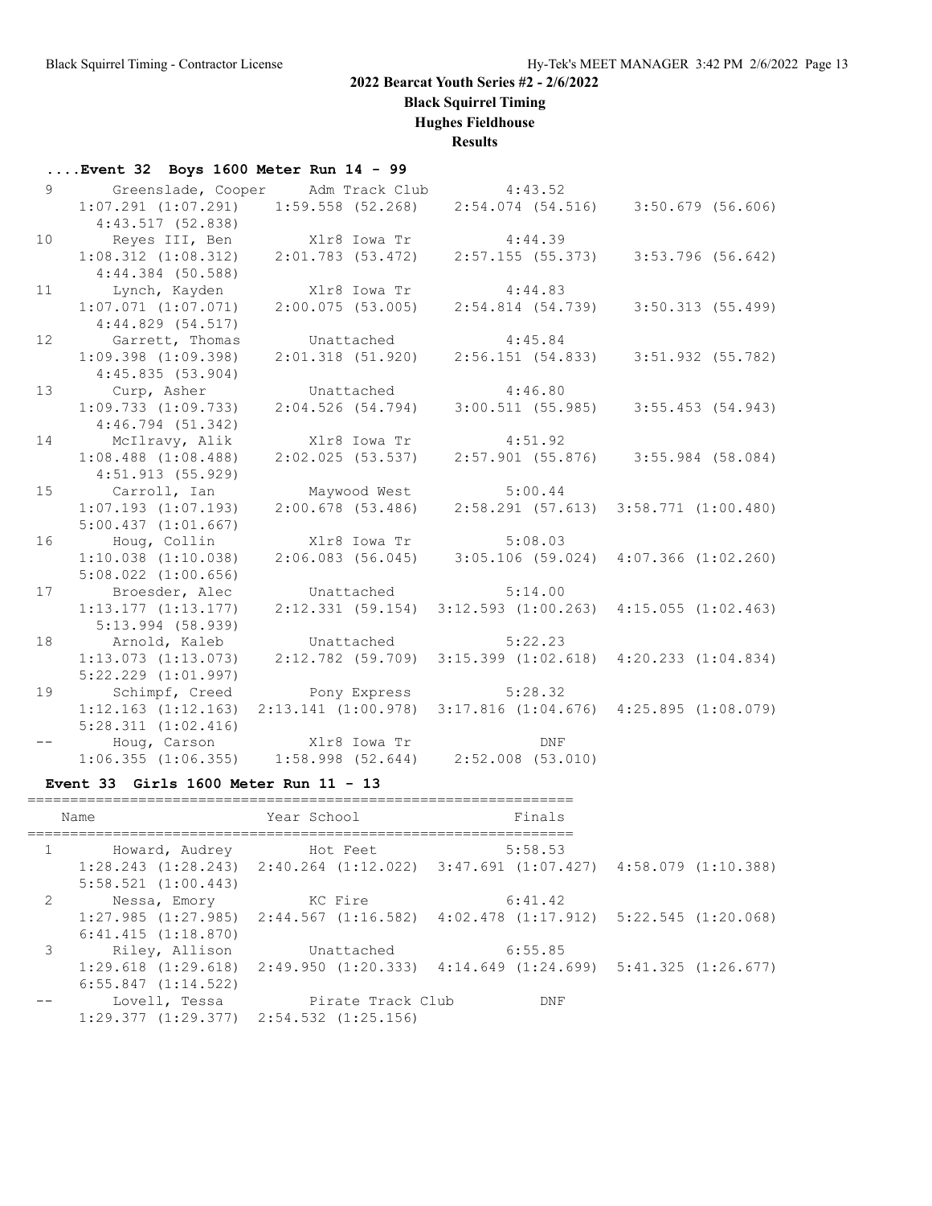# 2022 Bearcat Youth Series #2 - 2/6/2022

**Black Squirrel Timing**

**Hughes Fieldhouse**

**Results**

### ....Event 32 Boys 1600 Meter Run 14 - 99

```
  9      Greenslade, Cooper     Adm Track Club          4:43.52
     1:07.291 (1:07.291)   1:59.558 (52.268)   2:54.074 (54.516)   3:50.679 (56.606)
       4:43.517 (52.838)
 10      Reyes III, Ben         Xlr8 Iowa Tr            4:44.39
     1:08.312 (1:08.312)   2:01.783 (53.472)   2:57.155 (55.373)   3:53.796 (56.642)
       4:44.384 (50.588)
 11      Lynch, Kayden          Xlr8 Iowa Tr            4:44.83
     1:07.071 (1:07.071)   2:00.075 (53.005)   2:54.814 (54.739)   3:50.313 (55.499)
       4:44.829 (54.517)
 12      Garrett, Thomas        Unattached              4:45.84
     1:09.398 (1:09.398)   2:01.318 (51.920)   2:56.151 (54.833)   3:51.932 (55.782)
       4:45.835 (53.904)
 13      Curp, Asher            Unattached              4:46.80
     1:09.733 (1:09.733)   2:04.526 (54.794)   3:00.511 (55.985)   3:55.453 (54.943)
       4:46.794 (51.342)
 14      McIlravy, Alik         Xlr8 Iowa Tr            4:51.92
     1:08.488 (1:08.488)   2:02.025 (53.537)   2:57.901 (55.876)   3:55.984 (58.084)
       4:51.913 (55.929)
 15      Carroll, Ian           Maywood West            5:00.44
     1:07.193 (1:07.193)   2:00.678 (53.486)   2:58.291 (57.613)   3:58.771 (1:00.480)
       5:00.437 (1:01.667)
 16      Houg, Collin           Xlr8 Iowa Tr            5:08.03
     1:10.038 (1:10.038)   2:06.083 (56.045)   3:05.106 (59.024)   4:07.366 (1:02.260)
       5:08.022 (1:00.656)
 17      Broesder, Alec         Unattached              5:14.00
     1:13.177 (1:13.177)   2:12.331 (59.154)   3:12.593 (1:00.263)   4:15.055 (1:02.463)
       5:13.994 (58.939)
 18      Arnold, Kaleb          Unattached              5:22.23
     1:13.073 (1:13.073)   2:12.782 (59.709)   3:15.399 (1:02.618)   4:20.233 (1:04.834)
       5:22.229 (1:01.997)
 19      Schimpf, Creed         Pony Express            5:28.32
     1:12.163 (1:12.163)   2:13.141 (1:00.978)   3:17.816 (1:04.676)   4:25.895 (1:08.079)
       5:28.311 (1:02.416)
 --      Houg, Carson           Xlr8 Iowa Tr                DNF
     1:06.355 (1:06.355)   1:58.998 (52.644)   2:52.008 (53.010)
```

### Event 33 Girls 1600 Meter Run 11 - 13

```
=================================================================
    Name                    Year School                  Finals
=================================================================
  1      Howard, Audrey         Hot Feet                5:58.53
     1:28.243 (1:28.243)   2:40.264 (1:12.022)   3:47.691 (1:07.427)   4:58.079 (1:10.388)
       5:58.521 (1:00.443)
  2      Nessa, Emory           KC Fire                 6:41.42
     1:27.985 (1:27.985)   2:44.567 (1:16.582)   4:02.478 (1:17.912)   5:22.545 (1:20.068)
       6:41.415 (1:18.870)
  3      Riley, Allison         Unattached              6:55.85
     1:29.618 (1:29.618)   2:49.950 (1:20.333)   4:14.649 (1:24.699)   5:41.325 (1:26.677)
       6:55.847 (1:14.522)
 --      Lovell, Tessa          Pirate Track Club           DNF
     1:29.377 (1:29.377)   2:54.532 (1:25.156)
```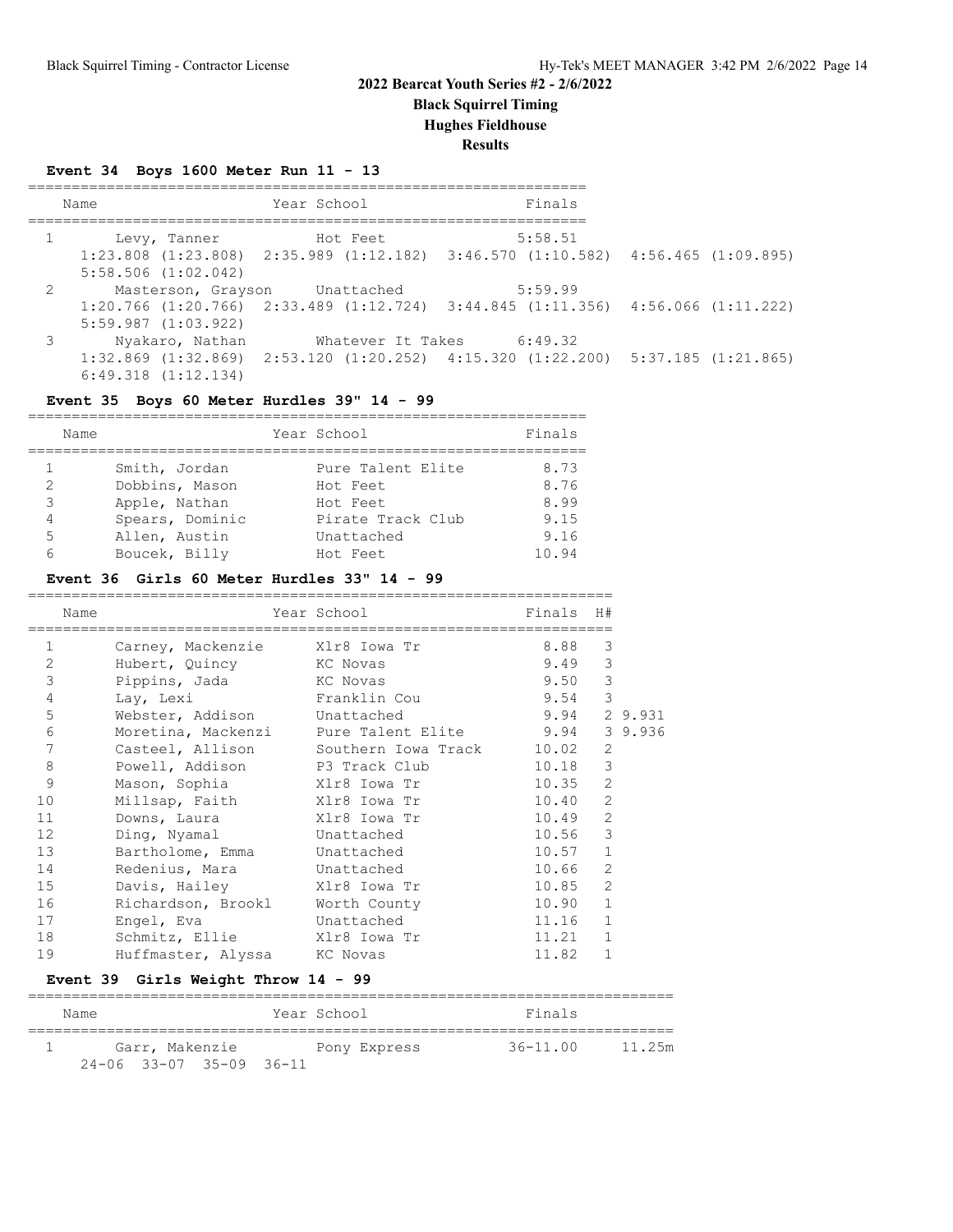# 2022 Bearcat Youth Series #2 - 2/6/2022

**Black Squirrel Timing**

**Hughes Fieldhouse**

**Results**

### Event 34 Boys 1600 Meter Run 11 - 13

| | Name | Year | School | Finals |
|---|---|---|---|---|
| 1 | Levy, Tanner | | Hot Feet | 5:58.51 |
| | 1:23.808 (1:23.808) 2:35.989 (1:12.182) 3:46.570 (1:10.582) 4:56.465 (1:09.895) 5:58.506 (1:02.042) | | | |
| 2 | Masterson, Grayson | | Unattached | 5:59.99 |
| | 1:20.766 (1:20.766) 2:33.489 (1:12.724) 3:44.845 (1:11.356) 4:56.066 (1:11.222) 5:59.987 (1:03.922) | | | |
| 3 | Nyakaro, Nathan | | Whatever It Takes | 6:49.32 |
| | 1:32.869 (1:32.869) 2:53.120 (1:20.252) 4:15.320 (1:22.200) 5:37.185 (1:21.865) 6:49.318 (1:12.134) | | | |

### Event 35 Boys 60 Meter Hurdles 39" 14 - 99

| | Name | Year | School | Finals |
|---|---|---|---|---|
| 1 | Smith, Jordan | | Pure Talent Elite | 8.73 |
| 2 | Dobbins, Mason | | Hot Feet | 8.76 |
| 3 | Apple, Nathan | | Hot Feet | 8.99 |
| 4 | Spears, Dominic | | Pirate Track Club | 9.15 |
| 5 | Allen, Austin | | Unattached | 9.16 |
| 6 | Boucek, Billy | | Hot Feet | 10.94 |

### Event 36 Girls 60 Meter Hurdles 33" 14 - 99

| | Name | Year | School | Finals | H# | |
|---|---|---|---|---|---|---|
| 1 | Carney, Mackenzie | | Xlr8 Iowa Tr | 8.88 | 3 | |
| 2 | Hubert, Quincy | | KC Novas | 9.49 | 3 | |
| 3 | Pippins, Jada | | KC Novas | 9.50 | 3 | |
| 4 | Lay, Lexi | | Franklin Cou | 9.54 | 3 | |
| 5 | Webster, Addison | | Unattached | 9.94 | 2 | 9.931 |
| 6 | Moretina, Mackenzi | | Pure Talent Elite | 9.94 | 3 | 9.936 |
| 7 | Casteel, Allison | | Southern Iowa Track | 10.02 | 2 | |
| 8 | Powell, Addison | | P3 Track Club | 10.18 | 3 | |
| 9 | Mason, Sophia | | Xlr8 Iowa Tr | 10.35 | 2 | |
| 10 | Millsap, Faith | | Xlr8 Iowa Tr | 10.40 | 2 | |
| 11 | Downs, Laura | | Xlr8 Iowa Tr | 10.49 | 2 | |
| 12 | Ding, Nyamal | | Unattached | 10.56 | 3 | |
| 13 | Bartholome, Emma | | Unattached | 10.57 | 1 | |
| 14 | Redenius, Mara | | Unattached | 10.66 | 2 | |
| 15 | Davis, Hailey | | Xlr8 Iowa Tr | 10.85 | 2 | |
| 16 | Richardson, Brookl | | Worth County | 10.90 | 1 | |
| 17 | Engel, Eva | | Unattached | 11.16 | 1 | |
| 18 | Schmitz, Ellie | | Xlr8 Iowa Tr | 11.21 | 1 | |
| 19 | Huffmaster, Alyssa | | KC Novas | 11.82 | 1 | |

### Event 39 Girls Weight Throw 14 - 99

| | Name | Year | School | Finals | |
|---|---|---|---|---|---|
| 1 | Garr, Makenzie | | Pony Express | 36-11.00 | 11.25m |
| | 24-06 33-07 35-09 36-11 | | | | |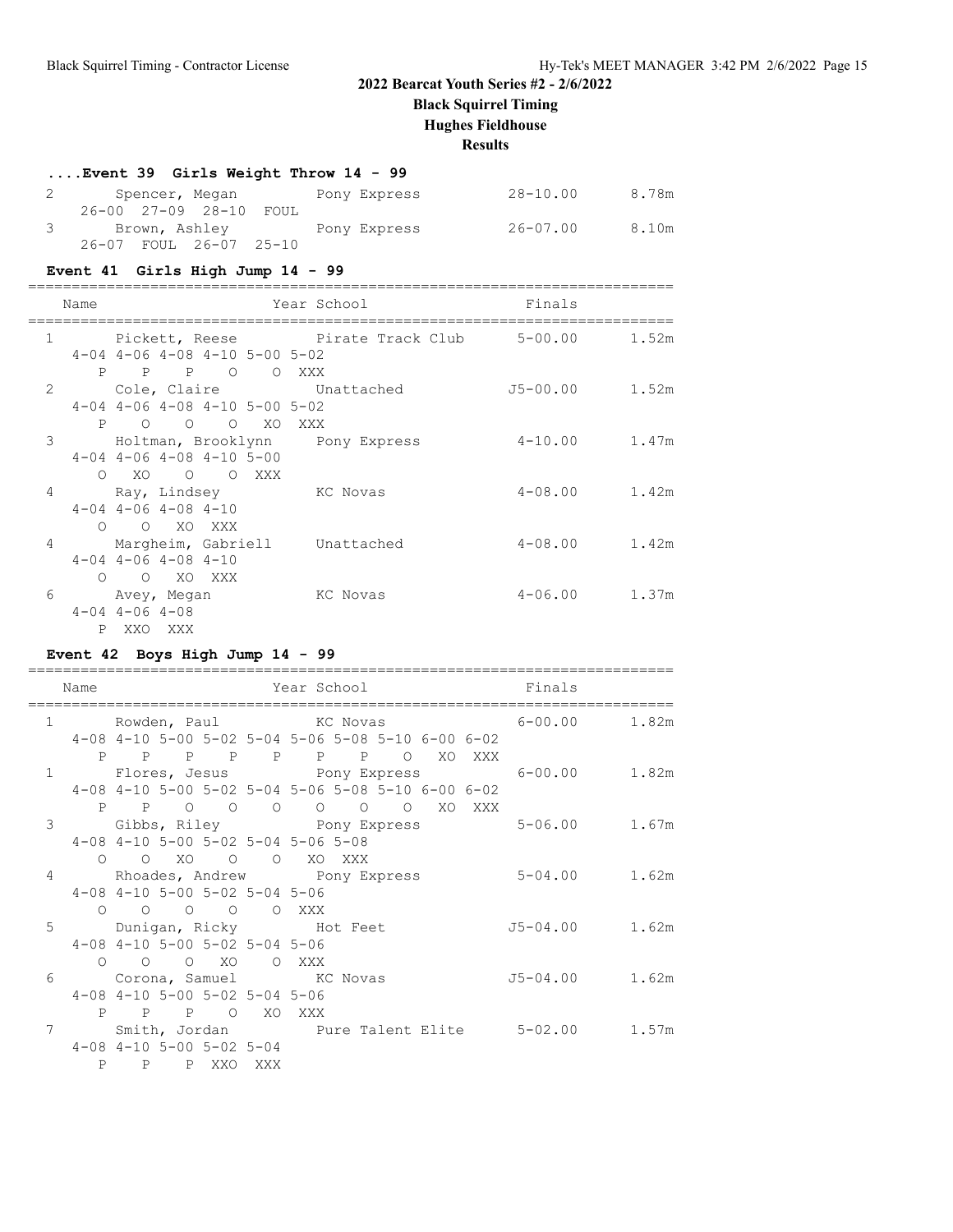**2022 Bearcat Youth Series #2 - 2/6/2022**
**Black Squirrel Timing**
**Hughes Fieldhouse**
**Results**

### ....Event 39 Girls Weight Throw 14 - 99

```
  2      Spencer, Megan         Pony Express             28-10.00      8.78m
     26-00  27-09  28-10  FOUL
  3      Brown, Ashley          Pony Express             26-07.00      8.10m
     26-07  FOUL  26-07  25-10
```

### Event 41 Girls High Jump 14 - 99

```
=========================================================================
    Name                    Year School                  Finals
=========================================================================
  1      Pickett, Reese         Pirate Track Club         5-00.00      1.52m
     4-04 4-06 4-08 4-10 5-00 5-02
        P    P    P    O    O  XXX
  2      Cole, Claire           Unattached               J5-00.00      1.52m
     4-04 4-06 4-08 4-10 5-00 5-02
        P    O    O    O   XO  XXX
  3      Holtman, Brooklynn     Pony Express              4-10.00      1.47m
     4-04 4-06 4-08 4-10 5-00
        O   XO    O    O  XXX
  4      Ray, Lindsey           KC Novas                  4-08.00      1.42m
     4-04 4-06 4-08 4-10
        O    O   XO  XXX
  4      Margheim, Gabriell     Unattached                4-08.00      1.42m
     4-04 4-06 4-08 4-10
        O    O   XO  XXX
  6      Avey, Megan            KC Novas                  4-06.00      1.37m
     4-04 4-06 4-08
        P  XXO  XXX
```

### Event 42 Boys High Jump 14 - 99

```
=========================================================================
    Name                    Year School                  Finals
=========================================================================
  1      Rowden, Paul           KC Novas                  6-00.00      1.82m
     4-08 4-10 5-00 5-02 5-04 5-06 5-08 5-10 6-00 6-02
        P    P    P    P    P    P    P    O   XO  XXX
  1      Flores, Jesus          Pony Express              6-00.00      1.82m
     4-08 4-10 5-00 5-02 5-04 5-06 5-08 5-10 6-00 6-02
        P    P    O    O    O    O    O    O   XO  XXX
  3      Gibbs, Riley           Pony Express              5-06.00      1.67m
     4-08 4-10 5-00 5-02 5-04 5-06 5-08
        O    O   XO    O    O   XO  XXX
  4      Rhoades, Andrew        Pony Express              5-04.00      1.62m
     4-08 4-10 5-00 5-02 5-04 5-06
        O    O    O    O    O  XXX
  5      Dunigan, Ricky         Hot Feet                 J5-04.00      1.62m
     4-08 4-10 5-00 5-02 5-04 5-06
        O    O    O   XO    O  XXX
  6      Corona, Samuel         KC Novas                 J5-04.00      1.62m
     4-08 4-10 5-00 5-02 5-04 5-06
        P    P    P    O   XO  XXX
  7      Smith, Jordan          Pure Talent Elite         5-02.00      1.57m
     4-08 4-10 5-00 5-02 5-04
        P    P    P  XXO  XXX
```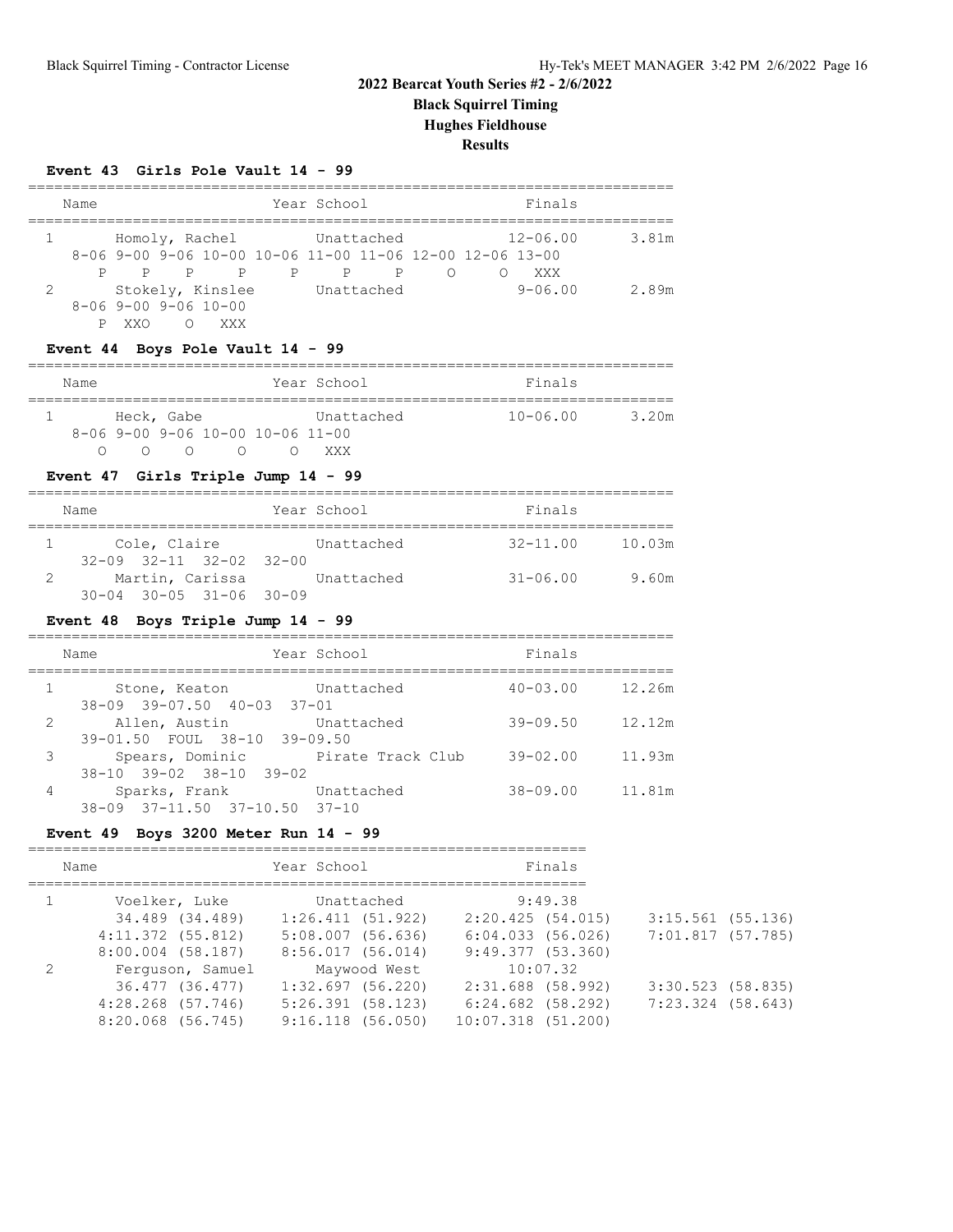## 2022 Bearcat Youth Series #2 - 2/6/2022

**Black Squirrel Timing**

**Hughes Fieldhouse**

**Results**

### Event 43 Girls Pole Vault 14 - 99

```
=========================================================================
    Name                    Year School                  Finals          
=========================================================================
  1      Homoly, Rachel         Unattached              12-06.00     3.81m 
     8-06 9-00 9-06 10-00 10-06 11-00 11-06 12-00 12-06 13-00
        P    P    P    P    P    P    P    O    O  XXX
  2      Stokely, Kinslee       Unattached               9-06.00     2.89m 
     8-06 9-00 9-06 10-00
        P  XXO    O  XXX
```

### Event 44 Boys Pole Vault 14 - 99

```
=========================================================================
    Name                    Year School                  Finals          
=========================================================================
  1      Heck, Gabe             Unattached              10-06.00     3.20m 
     8-06 9-00 9-06 10-00 10-06 11-00
        O    O    O    O    O  XXX
```

### Event 47 Girls Triple Jump 14 - 99

```
=========================================================================
    Name                    Year School                  Finals          
=========================================================================
  1      Cole, Claire           Unattached              32-11.00    10.03m 
     32-09  32-11  32-02  32-00
  2      Martin, Carissa        Unattached              31-06.00     9.60m 
     30-04  30-05  31-06  30-09
```

### Event 48 Boys Triple Jump 14 - 99

```
=========================================================================
    Name                    Year School                  Finals          
=========================================================================
  1      Stone, Keaton          Unattached              40-03.00    12.26m 
     38-09  39-07.50  40-03  37-01
  2      Allen, Austin          Unattached              39-09.50    12.12m 
     39-01.50  FOUL  38-10  39-09.50
  3      Spears, Dominic        Pirate Track Club       39-02.00    11.93m 
     38-10  39-02  38-10  39-02
  4      Sparks, Frank          Unattached              38-09.00    11.81m 
     38-09  37-11.50  37-10.50  37-10
```

### Event 49 Boys 3200 Meter Run 14 - 99

```
================================================================
    Name                    Year School                  Finals  
================================================================
  1      Voelker, Luke          Unattached               9:49.38 
         34.489 (34.489)     1:26.411 (51.922)     2:20.425 (54.015)     3:15.561 (55.136)
       4:11.372 (55.812)     5:08.007 (56.636)     6:04.033 (56.026)     7:01.817 (57.785)
       8:00.004 (58.187)     8:56.017 (56.014)     9:49.377 (53.360)
  2      Ferguson, Samuel       Maywood West            10:07.32 
         36.477 (36.477)     1:32.697 (56.220)     2:31.688 (58.992)     3:30.523 (58.835)
       4:28.268 (57.746)     5:26.391 (58.123)     6:24.682 (58.292)     7:23.324 (58.643)
       8:20.068 (56.745)     9:16.118 (56.050)    10:07.318 (51.200)
```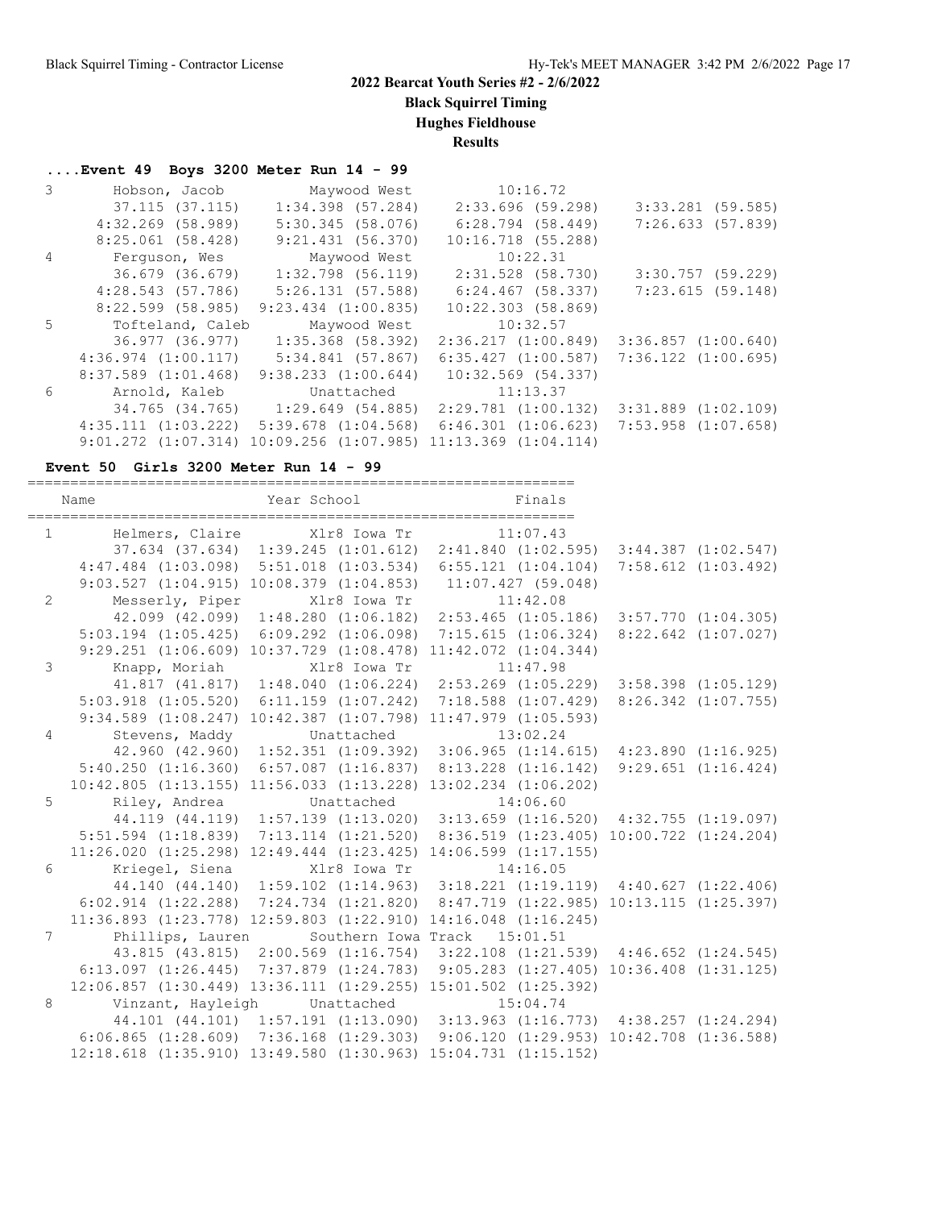# 2022 Bearcat Youth Series #2 - 2/6/2022

**Black Squirrel Timing**

**Hughes Fieldhouse**

**Results**

### ....Event 49 Boys 3200 Meter Run 14 - 99

```
  3      Hobson, Jacob           Maywood West             10:16.72  
        37.115 (37.115)     1:34.398 (57.284)     2:33.696 (59.298)     3:33.281 (59.585)
      4:32.269 (58.989)     5:30.345 (58.076)     6:28.794 (58.449)     7:26.633 (57.839)
      8:25.061 (58.428)     9:21.431 (56.370)    10:16.718 (55.288)
  4      Ferguson, Wes           Maywood West             10:22.31  
        36.679 (36.679)     1:32.798 (56.119)     2:31.528 (58.730)     3:30.757 (59.229)
      4:28.543 (57.786)     5:26.131 (57.588)     6:24.467 (58.337)     7:23.615 (59.148)
      8:22.599 (58.985)   9:23.434 (1:00.835)    10:22.303 (58.869)
  5      Tofteland, Caleb        Maywood West             10:32.57  
        36.977 (36.977)     1:35.368 (58.392)   2:36.217 (1:00.849)   3:36.857 (1:00.640)
    4:36.974 (1:00.117)     5:34.841 (57.867)   6:35.427 (1:00.587)   7:36.122 (1:00.695)
    8:37.589 (1:01.468)   9:38.233 (1:00.644)    10:32.569 (54.337)
  6      Arnold, Kaleb           Unattached               11:13.37  
        34.765 (34.765)     1:29.649 (54.885)   2:29.781 (1:00.132)   3:31.889 (1:02.109)
    4:35.111 (1:03.222)   5:39.678 (1:04.568)   6:46.301 (1:06.623)   7:53.958 (1:07.658)
    9:01.272 (1:07.314)  10:09.256 (1:07.985)  11:13.369 (1:04.114)
```

### Event 50 Girls 3200 Meter Run 14 - 99

```
================================================================
    Name                    Year School                  Finals  
================================================================
  1      Helmers, Claire         Xlr8 Iowa Tr             11:07.43  
        37.634 (37.634)   1:39.245 (1:01.612)   2:41.840 (1:02.595)   3:44.387 (1:02.547)
    4:47.484 (1:03.098)   5:51.018 (1:03.534)   6:55.121 (1:04.104)   7:58.612 (1:03.492)
    9:03.527 (1:04.915)  10:08.379 (1:04.853)    11:07.427 (59.048)
  2      Messerly, Piper         Xlr8 Iowa Tr             11:42.08  
        42.099 (42.099)   1:48.280 (1:06.182)   2:53.465 (1:05.186)   3:57.770 (1:04.305)
    5:03.194 (1:05.425)   6:09.292 (1:06.098)   7:15.615 (1:06.324)   8:22.642 (1:07.027)
    9:29.251 (1:06.609)  10:37.729 (1:08.478)  11:42.072 (1:04.344)
  3      Knapp, Moriah           Xlr8 Iowa Tr             11:47.98  
        41.817 (41.817)   1:48.040 (1:06.224)   2:53.269 (1:05.229)   3:58.398 (1:05.129)
    5:03.918 (1:05.520)   6:11.159 (1:07.242)   7:18.588 (1:07.429)   8:26.342 (1:07.755)
    9:34.589 (1:08.247)  10:42.387 (1:07.798)  11:47.979 (1:05.593)
  4      Stevens, Maddy          Unattached               13:02.24  
        42.960 (42.960)   1:52.351 (1:09.392)   3:06.965 (1:14.615)   4:23.890 (1:16.925)
    5:40.250 (1:16.360)   6:57.087 (1:16.837)   8:13.228 (1:16.142)   9:29.651 (1:16.424)
   10:42.805 (1:13.155)  11:56.033 (1:13.228)  13:02.234 (1:06.202)
  5      Riley, Andrea           Unattached               14:06.60  
        44.119 (44.119)   1:57.139 (1:13.020)   3:13.659 (1:16.520)   4:32.755 (1:19.097)
    5:51.594 (1:18.839)   7:13.114 (1:21.520)   8:36.519 (1:23.405)  10:00.722 (1:24.204)
   11:26.020 (1:25.298)  12:49.444 (1:23.425)  14:06.599 (1:17.155)
  6      Kriegel, Siena          Xlr8 Iowa Tr             14:16.05  
        44.140 (44.140)   1:59.102 (1:14.963)   3:18.221 (1:19.119)   4:40.627 (1:22.406)
    6:02.914 (1:22.288)   7:24.734 (1:21.820)   8:47.719 (1:22.985)  10:13.115 (1:25.397)
   11:36.893 (1:23.778)  12:59.803 (1:22.910)  14:16.048 (1:16.245)
  7      Phillips, Lauren        Southern Iowa Track      15:01.51  
        43.815 (43.815)   2:00.569 (1:16.754)   3:22.108 (1:21.539)   4:46.652 (1:24.545)
    6:13.097 (1:26.445)   7:37.879 (1:24.783)   9:05.283 (1:27.405)  10:36.408 (1:31.125)
   12:06.857 (1:30.449)  13:36.111 (1:29.255)  15:01.502 (1:25.392)
  8      Vinzant, Hayleigh       Unattached               15:04.74  
        44.101 (44.101)   1:57.191 (1:13.090)   3:13.963 (1:16.773)   4:38.257 (1:24.294)
    6:06.865 (1:28.609)   7:36.168 (1:29.303)   9:06.120 (1:29.953)  10:42.708 (1:36.588)
   12:18.618 (1:35.910)  13:49.580 (1:30.963)  15:04.731 (1:15.152)
```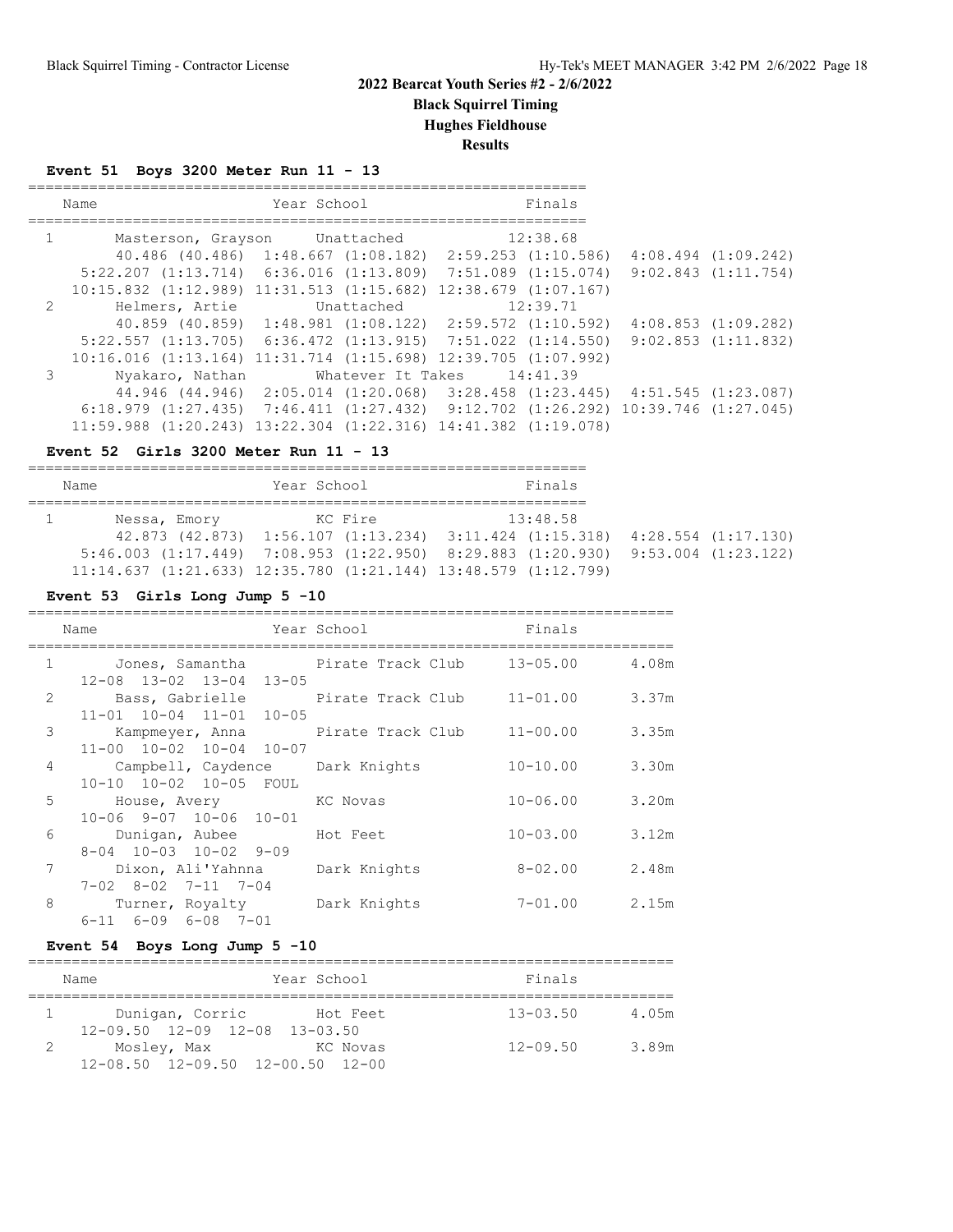## 2022 Bearcat Youth Series #2 - 2/6/2022

**Black Squirrel Timing**

**Hughes Fieldhouse**

**Results**

### Event 51 Boys 3200 Meter Run 11 - 13

| | Name | Year | School | Finals |
|---|---|---|---|---|
| 1 | Masterson, Grayson | | Unattached | 12:38.68 |
| | 40.486 (40.486) 1:48.667 (1:08.182) 2:59.253 (1:10.586) 4:08.494 (1:09.242) 5:22.207 (1:13.714) 6:36.016 (1:13.809) 7:51.089 (1:15.074) 9:02.843 (1:11.754) 10:15.832 (1:12.989) 11:31.513 (1:15.682) 12:38.679 (1:07.167) | | | |
| 2 | Helmers, Artie | | Unattached | 12:39.71 |
| | 40.859 (40.859) 1:48.981 (1:08.122) 2:59.572 (1:10.592) 4:08.853 (1:09.282) 5:22.557 (1:13.705) 6:36.472 (1:13.915) 7:51.022 (1:14.550) 9:02.853 (1:11.832) 10:16.016 (1:13.164) 11:31.714 (1:15.698) 12:39.705 (1:07.992) | | | |
| 3 | Nyakaro, Nathan | | Whatever It Takes | 14:41.39 |
| | 44.946 (44.946) 2:05.014 (1:20.068) 3:28.458 (1:23.445) 4:51.545 (1:23.087) 6:18.979 (1:27.435) 7:46.411 (1:27.432) 9:12.702 (1:26.292) 10:39.746 (1:27.045) 11:59.988 (1:20.243) 13:22.304 (1:22.316) 14:41.382 (1:19.078) | | | |

### Event 52 Girls 3200 Meter Run 11 - 13

| | Name | Year | School | Finals |
|---|---|---|---|---|
| 1 | Nessa, Emory | | KC Fire | 13:48.58 |
| | 42.873 (42.873) 1:56.107 (1:13.234) 3:11.424 (1:15.318) 4:28.554 (1:17.130) 5:46.003 (1:17.449) 7:08.953 (1:22.950) 8:29.883 (1:20.930) 9:53.004 (1:23.122) 11:14.637 (1:21.633) 12:35.780 (1:21.144) 13:48.579 (1:12.799) | | | |

### Event 53 Girls Long Jump 5 -10

| | Name | Year | School | Finals | |
|---|---|---|---|---|---|
| 1 | Jones, Samantha | | Pirate Track Club | 13-05.00 | 4.08m |
| | 12-08 13-02 13-04 13-05 | | | | |
| 2 | Bass, Gabrielle | | Pirate Track Club | 11-01.00 | 3.37m |
| | 11-01 10-04 11-01 10-05 | | | | |
| 3 | Kampmeyer, Anna | | Pirate Track Club | 11-00.00 | 3.35m |
| | 11-00 10-02 10-04 10-07 | | | | |
| 4 | Campbell, Caydence | | Dark Knights | 10-10.00 | 3.30m |
| | 10-10 10-02 10-05 FOUL | | | | |
| 5 | House, Avery | | KC Novas | 10-06.00 | 3.20m |
| | 10-06 9-07 10-06 10-01 | | | | |
| 6 | Dunigan, Aubee | | Hot Feet | 10-03.00 | 3.12m |
| | 8-04 10-03 10-02 9-09 | | | | |
| 7 | Dixon, Ali'Yahnna | | Dark Knights | 8-02.00 | 2.48m |
| | 7-02 8-02 7-11 7-04 | | | | |
| 8 | Turner, Royalty | | Dark Knights | 7-01.00 | 2.15m |
| | 6-11 6-09 6-08 7-01 | | | | |

### Event 54 Boys Long Jump 5 -10

| | Name | Year | School | Finals | |
|---|---|---|---|---|---|
| 1 | Dunigan, Corric | | Hot Feet | 13-03.50 | 4.05m |
| | 12-09.50 12-09 12-08 13-03.50 | | | | |
| 2 | Mosley, Max | | KC Novas | 12-09.50 | 3.89m |
| | 12-08.50 12-09.50 12-00.50 12-00 | | | | |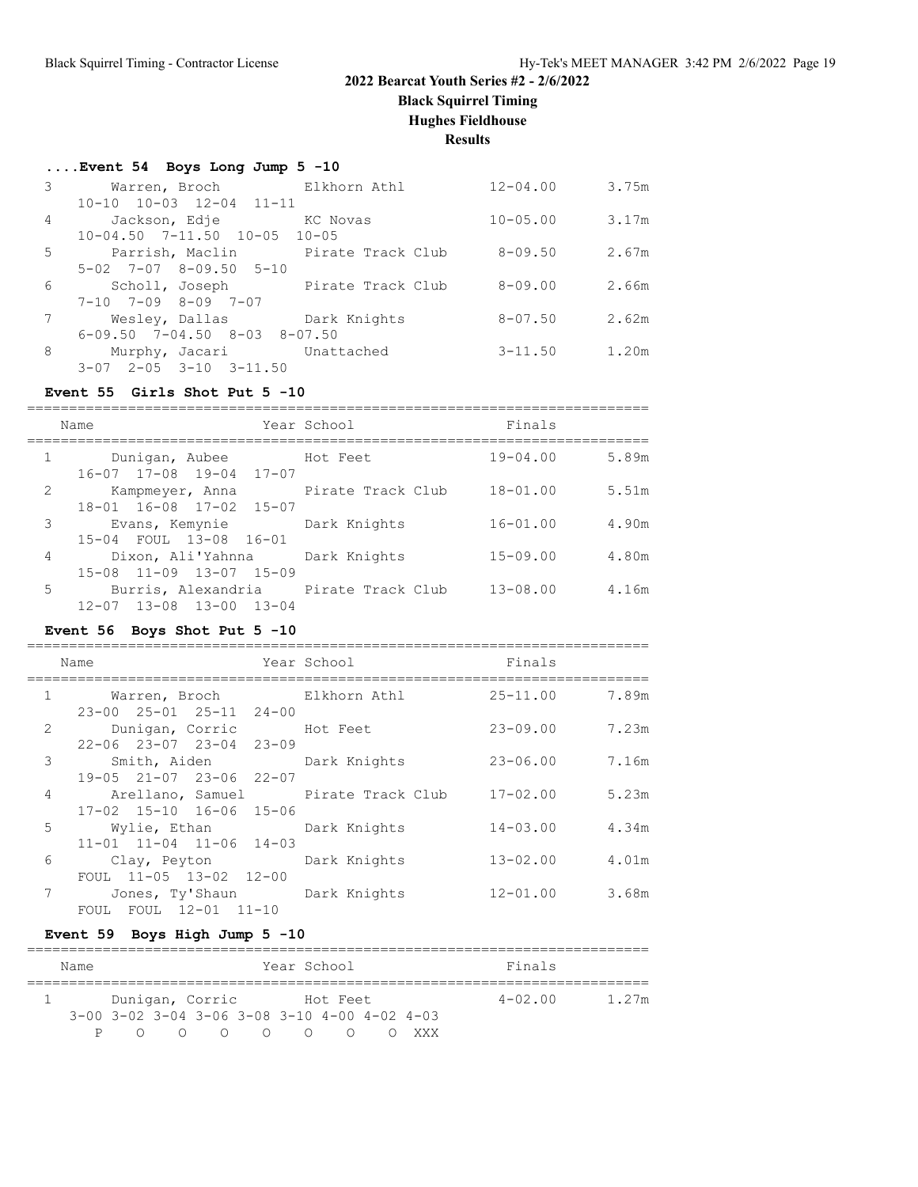## 2022 Bearcat Youth Series #2 - 2/6/2022

**Black Squirrel Timing**

**Hughes Fieldhouse**

**Results**

### ....Event 54 Boys Long Jump 5 -10

| Place | Name | Year | School | Finals | |
|---|---|---|---|---|---|
| 3 | Warren, Broch | | Elkhorn Athl | 12-04.00 | 3.75m |
| | 10-10 10-03 12-04 11-11 | | | | |
| 4 | Jackson, Edje | | KC Novas | 10-05.00 | 3.17m |
| | 10-04.50 7-11.50 10-05 10-05 | | | | |
| 5 | Parrish, Maclin | | Pirate Track Club | 8-09.50 | 2.67m |
| | 5-02 7-07 8-09.50 5-10 | | | | |
| 6 | Scholl, Joseph | | Pirate Track Club | 8-09.00 | 2.66m |
| | 7-10 7-09 8-09 7-07 | | | | |
| 7 | Wesley, Dallas | | Dark Knights | 8-07.50 | 2.62m |
| | 6-09.50 7-04.50 8-03 8-07.50 | | | | |
| 8 | Murphy, Jacari | | Unattached | 3-11.50 | 1.20m |
| | 3-07 2-05 3-10 3-11.50 | | | | |

### Event 55 Girls Shot Put 5 -10

| Place | Name | Year | School | Finals | |
|---|---|---|---|---|---|
| 1 | Dunigan, Aubee | | Hot Feet | 19-04.00 | 5.89m |
| | 16-07 17-08 19-04 17-07 | | | | |
| 2 | Kampmeyer, Anna | | Pirate Track Club | 18-01.00 | 5.51m |
| | 18-01 16-08 17-02 15-07 | | | | |
| 3 | Evans, Kemynie | | Dark Knights | 16-01.00 | 4.90m |
| | 15-04 FOUL 13-08 16-01 | | | | |
| 4 | Dixon, Ali'Yahnna | | Dark Knights | 15-09.00 | 4.80m |
| | 15-08 11-09 13-07 15-09 | | | | |
| 5 | Burris, Alexandria | | Pirate Track Club | 13-08.00 | 4.16m |
| | 12-07 13-08 13-00 13-04 | | | | |

### Event 56 Boys Shot Put 5 -10

| Place | Name | Year | School | Finals | |
|---|---|---|---|---|---|
| 1 | Warren, Broch | | Elkhorn Athl | 25-11.00 | 7.89m |
| | 23-00 25-01 25-11 24-00 | | | | |
| 2 | Dunigan, Corric | | Hot Feet | 23-09.00 | 7.23m |
| | 22-06 23-07 23-04 23-09 | | | | |
| 3 | Smith, Aiden | | Dark Knights | 23-06.00 | 7.16m |
| | 19-05 21-07 23-06 22-07 | | | | |
| 4 | Arellano, Samuel | | Pirate Track Club | 17-02.00 | 5.23m |
| | 17-02 15-10 16-06 15-06 | | | | |
| 5 | Wylie, Ethan | | Dark Knights | 14-03.00 | 4.34m |
| | 11-01 11-04 11-06 14-03 | | | | |
| 6 | Clay, Peyton | | Dark Knights | 13-02.00 | 4.01m |
| | FOUL 11-05 13-02 12-00 | | | | |
| 7 | Jones, Ty'Shaun | | Dark Knights | 12-01.00 | 3.68m |
| | FOUL FOUL 12-01 11-10 | | | | |

### Event 59 Boys High Jump 5 -10

| Place | Name | Year | School | Finals | |
|---|---|---|---|---|---|
| 1 | Dunigan, Corric | | Hot Feet | 4-02.00 | 1.27m |

| 3-00 | 3-02 | 3-04 | 3-06 | 3-08 | 3-10 | 4-00 | 4-02 | 4-03 |
|---|---|---|---|---|---|---|---|---|
| P | O | O | O | O | O | O | O | XXX |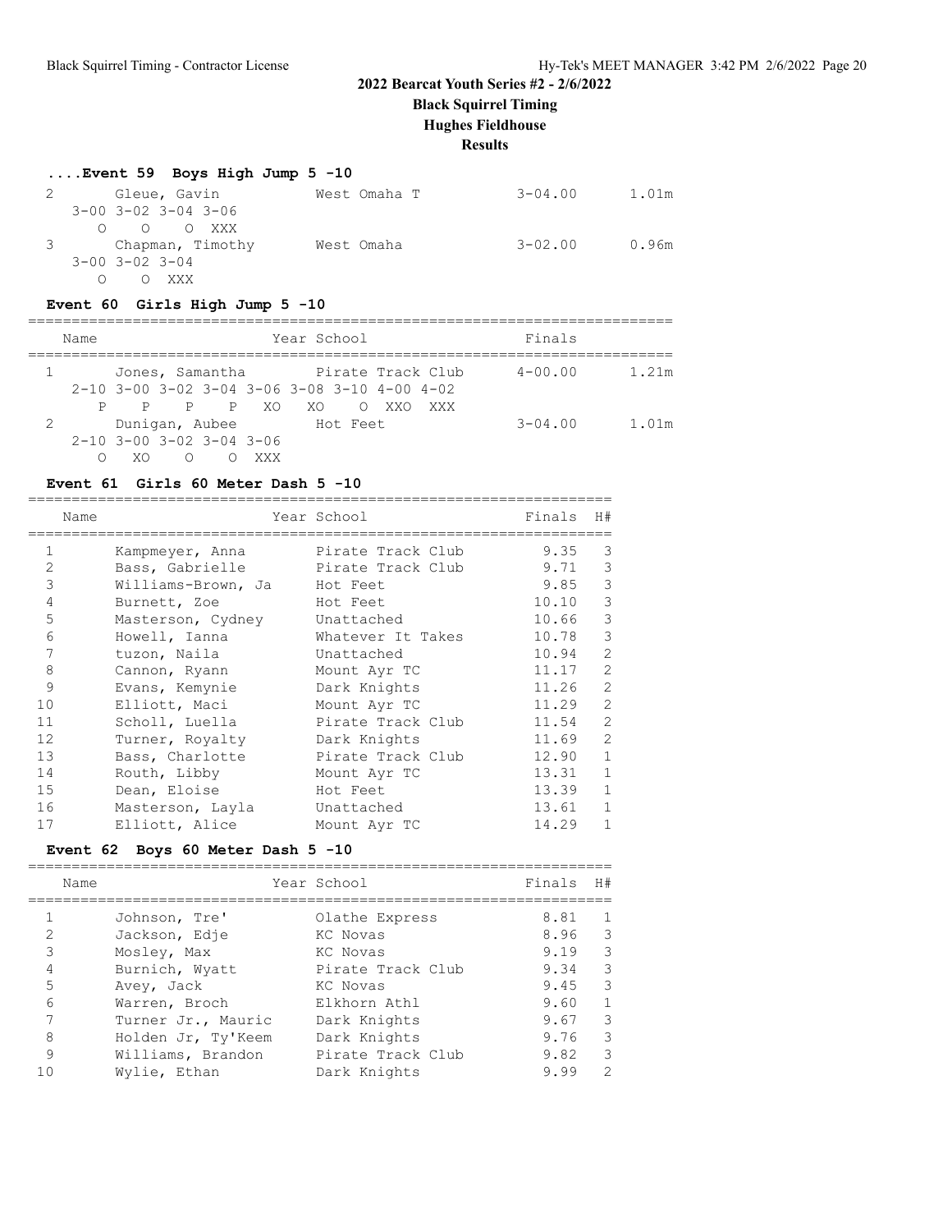**2022 Bearcat Youth Series #2 - 2/6/2022**
**Black Squirrel Timing**
**Hughes Fieldhouse**
**Results**

### ....Event 59 Boys High Jump 5 -10

| | Name | School | Finals | |
|---|---|---|---|---|
| 2 | Gleue, Gavin | West Omaha T | 3-04.00 | 1.01m |
| | 3-00 3-02 3-04 3-06 | | | |
| | O O O XXX | | | |
| 3 | Chapman, Timothy | West Omaha | 3-02.00 | 0.96m |
| | 3-00 3-02 3-04 | | | |
| | O O XXX | | | |

### Event 60 Girls High Jump 5 -10

| | Name | Year School | Finals | |
|---|---|---|---|---|
| 1 | Jones, Samantha | Pirate Track Club | 4-00.00 | 1.21m |
| | 2-10 3-00 3-02 3-04 3-06 3-08 3-10 4-00 4-02 | | | |
| | P P P P XO XO O XXO XXX | | | |
| 2 | Dunigan, Aubee | Hot Feet | 3-04.00 | 1.01m |
| | 2-10 3-00 3-02 3-04 3-06 | | | |
| | O XO O O XXX | | | |

### Event 61 Girls 60 Meter Dash 5 -10

| | Name | Year School | Finals | H# |
|---|---|---|---|---|
| 1 | Kampmeyer, Anna | Pirate Track Club | 9.35 | 3 |
| 2 | Bass, Gabrielle | Pirate Track Club | 9.71 | 3 |
| 3 | Williams-Brown, Ja | Hot Feet | 9.85 | 3 |
| 4 | Burnett, Zoe | Hot Feet | 10.10 | 3 |
| 5 | Masterson, Cydney | Unattached | 10.66 | 3 |
| 6 | Howell, Ianna | Whatever It Takes | 10.78 | 3 |
| 7 | tuzon, Naila | Unattached | 10.94 | 2 |
| 8 | Cannon, Ryann | Mount Ayr TC | 11.17 | 2 |
| 9 | Evans, Kemynie | Dark Knights | 11.26 | 2 |
| 10 | Elliott, Maci | Mount Ayr TC | 11.29 | 2 |
| 11 | Scholl, Luella | Pirate Track Club | 11.54 | 2 |
| 12 | Turner, Royalty | Dark Knights | 11.69 | 2 |
| 13 | Bass, Charlotte | Pirate Track Club | 12.90 | 1 |
| 14 | Routh, Libby | Mount Ayr TC | 13.31 | 1 |
| 15 | Dean, Eloise | Hot Feet | 13.39 | 1 |
| 16 | Masterson, Layla | Unattached | 13.61 | 1 |
| 17 | Elliott, Alice | Mount Ayr TC | 14.29 | 1 |

### Event 62 Boys 60 Meter Dash 5 -10

| | Name | Year School | Finals | H# |
|---|---|---|---|---|
| 1 | Johnson, Tre' | Olathe Express | 8.81 | 1 |
| 2 | Jackson, Edje | KC Novas | 8.96 | 3 |
| 3 | Mosley, Max | KC Novas | 9.19 | 3 |
| 4 | Burnich, Wyatt | Pirate Track Club | 9.34 | 3 |
| 5 | Avey, Jack | KC Novas | 9.45 | 3 |
| 6 | Warren, Broch | Elkhorn Athl | 9.60 | 1 |
| 7 | Turner Jr., Mauric | Dark Knights | 9.67 | 3 |
| 8 | Holden Jr, Ty'Keem | Dark Knights | 9.76 | 3 |
| 9 | Williams, Brandon | Pirate Track Club | 9.82 | 3 |
| 10 | Wylie, Ethan | Dark Knights | 9.99 | 2 |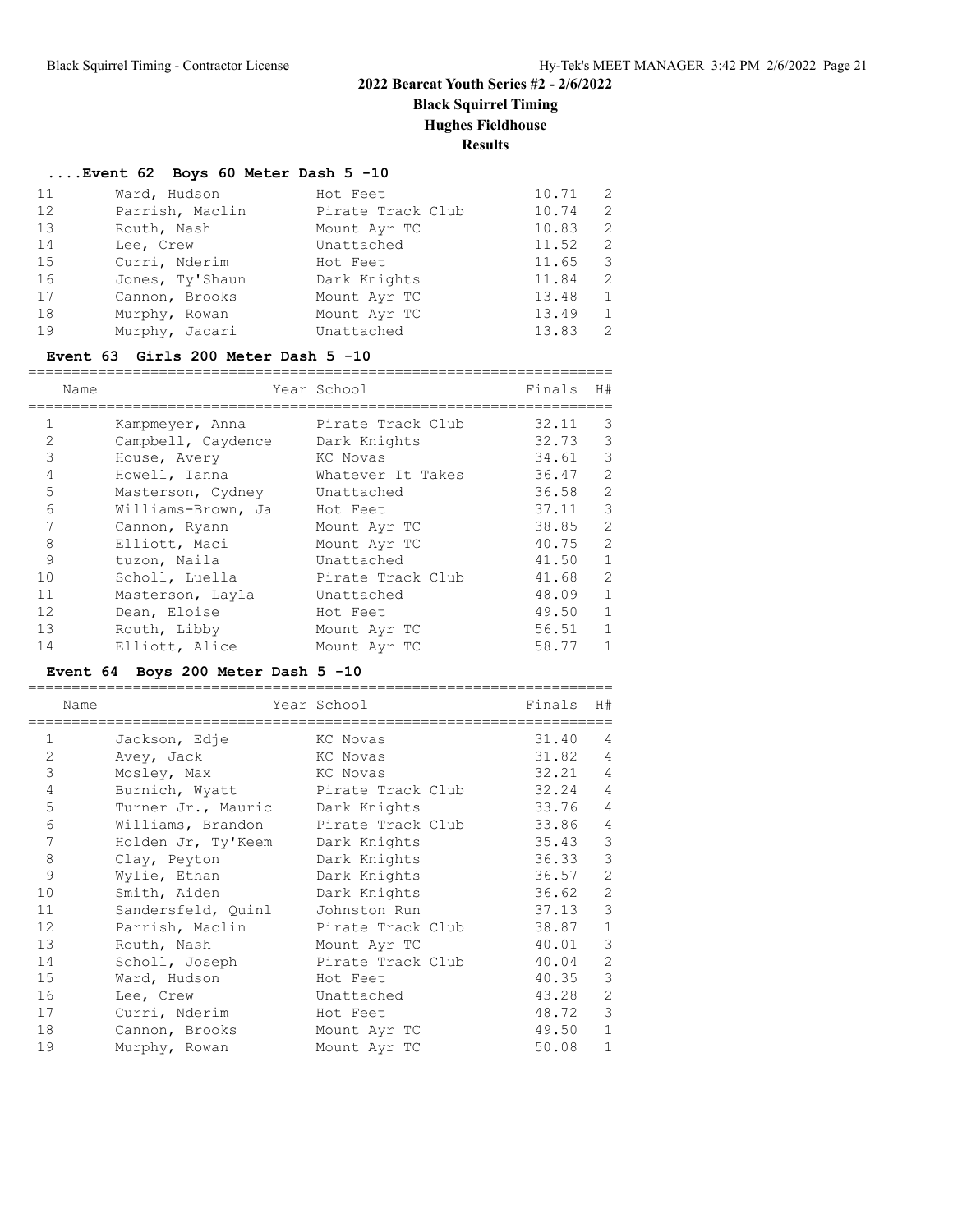## 2022 Bearcat Youth Series #2 - 2/6/2022
### Black Squirrel Timing
### Hughes Fieldhouse
### Results

#### ....Event 62 Boys 60 Meter Dash 5 -10

| | Name | Year School | Finals | H# |
|---|---|---|---|---|
| 11 | Ward, Hudson | Hot Feet | 10.71 | 2 |
| 12 | Parrish, Maclin | Pirate Track Club | 10.74 | 2 |
| 13 | Routh, Nash | Mount Ayr TC | 10.83 | 2 |
| 14 | Lee, Crew | Unattached | 11.52 | 2 |
| 15 | Curri, Nderim | Hot Feet | 11.65 | 3 |
| 16 | Jones, Ty'Shaun | Dark Knights | 11.84 | 2 |
| 17 | Cannon, Brooks | Mount Ayr TC | 13.48 | 1 |
| 18 | Murphy, Rowan | Mount Ayr TC | 13.49 | 1 |
| 19 | Murphy, Jacari | Unattached | 13.83 | 2 |

#### Event 63 Girls 200 Meter Dash 5 -10

| | Name | Year School | Finals | H# |
|---|---|---|---|---|
| 1 | Kampmeyer, Anna | Pirate Track Club | 32.11 | 3 |
| 2 | Campbell, Caydence | Dark Knights | 32.73 | 3 |
| 3 | House, Avery | KC Novas | 34.61 | 3 |
| 4 | Howell, Ianna | Whatever It Takes | 36.47 | 2 |
| 5 | Masterson, Cydney | Unattached | 36.58 | 2 |
| 6 | Williams-Brown, Ja | Hot Feet | 37.11 | 3 |
| 7 | Cannon, Ryann | Mount Ayr TC | 38.85 | 2 |
| 8 | Elliott, Maci | Mount Ayr TC | 40.75 | 2 |
| 9 | tuzon, Naila | Unattached | 41.50 | 1 |
| 10 | Scholl, Luella | Pirate Track Club | 41.68 | 2 |
| 11 | Masterson, Layla | Unattached | 48.09 | 1 |
| 12 | Dean, Eloise | Hot Feet | 49.50 | 1 |
| 13 | Routh, Libby | Mount Ayr TC | 56.51 | 1 |
| 14 | Elliott, Alice | Mount Ayr TC | 58.77 | 1 |

#### Event 64 Boys 200 Meter Dash 5 -10

| | Name | Year School | Finals | H# |
|---|---|---|---|---|
| 1 | Jackson, Edje | KC Novas | 31.40 | 4 |
| 2 | Avey, Jack | KC Novas | 31.82 | 4 |
| 3 | Mosley, Max | KC Novas | 32.21 | 4 |
| 4 | Burnich, Wyatt | Pirate Track Club | 32.24 | 4 |
| 5 | Turner Jr., Mauric | Dark Knights | 33.76 | 4 |
| 6 | Williams, Brandon | Pirate Track Club | 33.86 | 4 |
| 7 | Holden Jr, Ty'Keem | Dark Knights | 35.43 | 3 |
| 8 | Clay, Peyton | Dark Knights | 36.33 | 3 |
| 9 | Wylie, Ethan | Dark Knights | 36.57 | 2 |
| 10 | Smith, Aiden | Dark Knights | 36.62 | 2 |
| 11 | Sandersfeld, Quinl | Johnston Run | 37.13 | 3 |
| 12 | Parrish, Maclin | Pirate Track Club | 38.87 | 1 |
| 13 | Routh, Nash | Mount Ayr TC | 40.01 | 3 |
| 14 | Scholl, Joseph | Pirate Track Club | 40.04 | 2 |
| 15 | Ward, Hudson | Hot Feet | 40.35 | 3 |
| 16 | Lee, Crew | Unattached | 43.28 | 2 |
| 17 | Curri, Nderim | Hot Feet | 48.72 | 3 |
| 18 | Cannon, Brooks | Mount Ayr TC | 49.50 | 1 |
| 19 | Murphy, Rowan | Mount Ayr TC | 50.08 | 1 |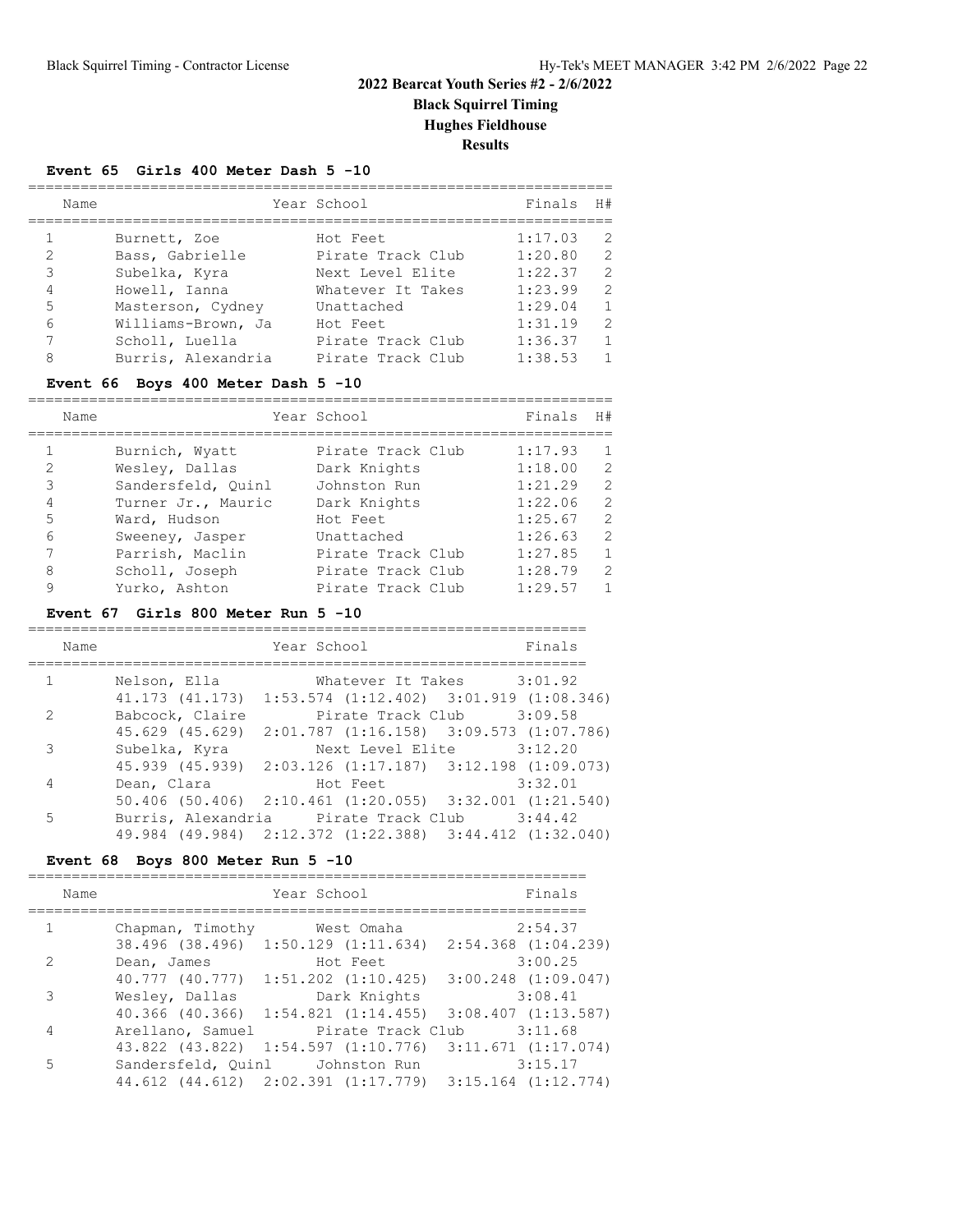## 2022 Bearcat Youth Series #2 - 2/6/2022

### Black Squirrel Timing

### Hughes Fieldhouse

### Results

**Event 65 Girls 400 Meter Dash 5 -10**

| | Name | Year | School | Finals | H# |
|---|---|---|---|---|---|
| 1 | Burnett, Zoe | | Hot Feet | 1:17.03 | 2 |
| 2 | Bass, Gabrielle | | Pirate Track Club | 1:20.80 | 2 |
| 3 | Subelka, Kyra | | Next Level Elite | 1:22.37 | 2 |
| 4 | Howell, Ianna | | Whatever It Takes | 1:23.99 | 2 |
| 5 | Masterson, Cydney | | Unattached | 1:29.04 | 1 |
| 6 | Williams-Brown, Ja | | Hot Feet | 1:31.19 | 2 |
| 7 | Scholl, Luella | | Pirate Track Club | 1:36.37 | 1 |
| 8 | Burris, Alexandria | | Pirate Track Club | 1:38.53 | 1 |

**Event 66 Boys 400 Meter Dash 5 -10**

| | Name | Year | School | Finals | H# |
|---|---|---|---|---|---|
| 1 | Burnich, Wyatt | | Pirate Track Club | 1:17.93 | 1 |
| 2 | Wesley, Dallas | | Dark Knights | 1:18.00 | 2 |
| 3 | Sandersfeld, Quinl | | Johnston Run | 1:21.29 | 2 |
| 4 | Turner Jr., Mauric | | Dark Knights | 1:22.06 | 2 |
| 5 | Ward, Hudson | | Hot Feet | 1:25.67 | 2 |
| 6 | Sweeney, Jasper | | Unattached | 1:26.63 | 2 |
| 7 | Parrish, Maclin | | Pirate Track Club | 1:27.85 | 1 |
| 8 | Scholl, Joseph | | Pirate Track Club | 1:28.79 | 2 |
| 9 | Yurko, Ashton | | Pirate Track Club | 1:29.57 | 1 |

**Event 67 Girls 800 Meter Run 5 -10**

| | Name | Year | School | Finals |
|---|---|---|---|---|
| 1 | Nelson, Ella | | Whatever It Takes | 3:01.92 |
| | 41.173 (41.173) | 1:53.574 (1:12.402) | 3:01.919 (1:08.346) | |
| 2 | Babcock, Claire | | Pirate Track Club | 3:09.58 |
| | 45.629 (45.629) | 2:01.787 (1:16.158) | 3:09.573 (1:07.786) | |
| 3 | Subelka, Kyra | | Next Level Elite | 3:12.20 |
| | 45.939 (45.939) | 2:03.126 (1:17.187) | 3:12.198 (1:09.073) | |
| 4 | Dean, Clara | | Hot Feet | 3:32.01 |
| | 50.406 (50.406) | 2:10.461 (1:20.055) | 3:32.001 (1:21.540) | |
| 5 | Burris, Alexandria | | Pirate Track Club | 3:44.42 |
| | 49.984 (49.984) | 2:12.372 (1:22.388) | 3:44.412 (1:32.040) | |

**Event 68 Boys 800 Meter Run 5 -10**

| | Name | Year | School | Finals |
|---|---|---|---|---|
| 1 | Chapman, Timothy | | West Omaha | 2:54.37 |
| | 38.496 (38.496) | 1:50.129 (1:11.634) | 2:54.368 (1:04.239) | |
| 2 | Dean, James | | Hot Feet | 3:00.25 |
| | 40.777 (40.777) | 1:51.202 (1:10.425) | 3:00.248 (1:09.047) | |
| 3 | Wesley, Dallas | | Dark Knights | 3:08.41 |
| | 40.366 (40.366) | 1:54.821 (1:14.455) | 3:08.407 (1:13.587) | |
| 4 | Arellano, Samuel | | Pirate Track Club | 3:11.68 |
| | 43.822 (43.822) | 1:54.597 (1:10.776) | 3:11.671 (1:17.074) | |
| 5 | Sandersfeld, Quinl | | Johnston Run | 3:15.17 |
| | 44.612 (44.612) | 2:02.391 (1:17.779) | 3:15.164 (1:12.774) | |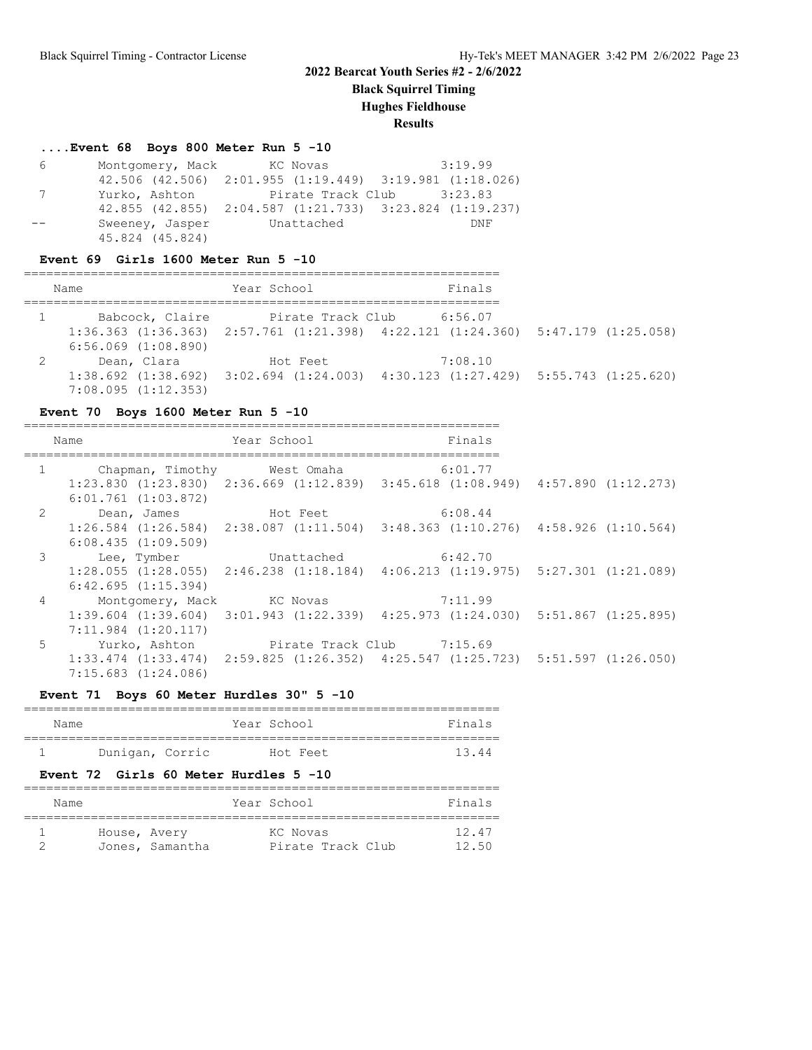## 2022 Bearcat Youth Series #2 - 2/6/2022

**Black Squirrel Timing**
**Hughes Fieldhouse**
**Results**

### ....Event 68 Boys 800 Meter Run 5 -10

| Place | Name | Year | School | Finals |
|---|---|---|---|---|
| 6 | Montgomery, Mack | | KC Novas | 3:19.99 |
| | 42.506 (42.506) 2:01.955 (1:19.449) 3:19.981 (1:18.026) | | | |
| 7 | Yurko, Ashton | | Pirate Track Club | 3:23.83 |
| | 42.855 (42.855) 2:04.587 (1:21.733) 3:23.824 (1:19.237) | | | |
| -- | Sweeney, Jasper | | Unattached | DNF |
| | 45.824 (45.824) | | | |

### Event 69 Girls 1600 Meter Run 5 -10

| Place | Name | Year | School | Finals |
|---|---|---|---|---|
| 1 | Babcock, Claire | | Pirate Track Club | 6:56.07 |
| | 1:36.363 (1:36.363) 2:57.761 (1:21.398) 4:22.121 (1:24.360) 5:47.179 (1:25.058) 6:56.069 (1:08.890) | | | |
| 2 | Dean, Clara | | Hot Feet | 7:08.10 |
| | 1:38.692 (1:38.692) 3:02.694 (1:24.003) 4:30.123 (1:27.429) 5:55.743 (1:25.620) 7:08.095 (1:12.353) | | | |

### Event 70 Boys 1600 Meter Run 5 -10

| Place | Name | Year | School | Finals |
|---|---|---|---|---|
| 1 | Chapman, Timothy | | West Omaha | 6:01.77 |
| | 1:23.830 (1:23.830) 2:36.669 (1:12.839) 3:45.618 (1:08.949) 4:57.890 (1:12.273) 6:01.761 (1:03.872) | | | |
| 2 | Dean, James | | Hot Feet | 6:08.44 |
| | 1:26.584 (1:26.584) 2:38.087 (1:11.504) 3:48.363 (1:10.276) 4:58.926 (1:10.564) 6:08.435 (1:09.509) | | | |
| 3 | Lee, Tymber | | Unattached | 6:42.70 |
| | 1:28.055 (1:28.055) 2:46.238 (1:18.184) 4:06.213 (1:19.975) 5:27.301 (1:21.089) 6:42.695 (1:15.394) | | | |
| 4 | Montgomery, Mack | | KC Novas | 7:11.99 |
| | 1:39.604 (1:39.604) 3:01.943 (1:22.339) 4:25.973 (1:24.030) 5:51.867 (1:25.895) 7:11.984 (1:20.117) | | | |
| 5 | Yurko, Ashton | | Pirate Track Club | 7:15.69 |
| | 1:33.474 (1:33.474) 2:59.825 (1:26.352) 4:25.547 (1:25.723) 5:51.597 (1:26.050) 7:15.683 (1:24.086) | | | |

### Event 71 Boys 60 Meter Hurdles 30" 5 -10

| Place | Name | Year | School | Finals |
|---|---|---|---|---|
| 1 | Dunigan, Corric | | Hot Feet | 13.44 |

### Event 72 Girls 60 Meter Hurdles 5 -10

| Place | Name | Year | School | Finals |
|---|---|---|---|---|
| 1 | House, Avery | | KC Novas | 12.47 |
| 2 | Jones, Samantha | | Pirate Track Club | 12.50 |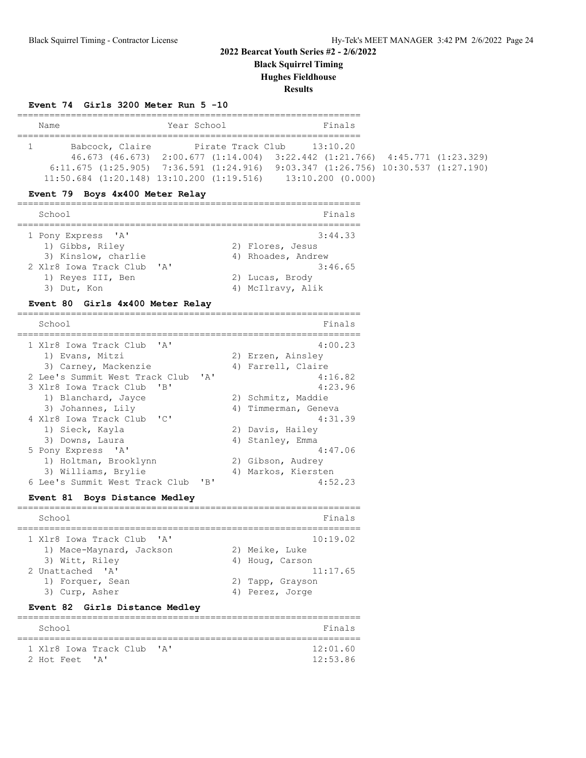## 2022 Bearcat Youth Series #2 - 2/6/2022

**Black Squirrel Timing**

**Hughes Fieldhouse**

**Results**

### Event 74 Girls 3200 Meter Run 5 -10

| Name | Year | School | Finals |
|---|---|---|---|
| 1 Babcock, Claire | | Pirate Track Club | 13:10.20 |

46.673 (46.673) 2:00.677 (1:14.004) 3:22.442 (1:21.766) 4:45.771 (1:23.329)
6:11.675 (1:25.905) 7:36.591 (1:24.916) 9:03.347 (1:26.756) 10:30.537 (1:27.190)
11:50.684 (1:20.148) 13:10.200 (1:19.516) 13:10.200 (0.000)

### Event 79 Boys 4x400 Meter Relay

| School | Finals |
|---|---|
| 1 Pony Express 'A' | 3:44.33 |
| 1) Gibbs, Riley 2) Flores, Jesus 3) Kinslow, charlie 4) Rhoades, Andrew | |
| 2 Xlr8 Iowa Track Club 'A' | 3:46.65 |
| 1) Reyes III, Ben 2) Lucas, Brody 3) Dut, Kon 4) McIlravy, Alik | |

### Event 80 Girls 4x400 Meter Relay

| School | Finals |
|---|---|
| 1 Xlr8 Iowa Track Club 'A' | 4:00.23 |
| 1) Evans, Mitzi 2) Erzen, Ainsley 3) Carney, Mackenzie 4) Farrell, Claire | |
| 2 Lee's Summit West Track Club 'A' | 4:16.82 |
| 3 Xlr8 Iowa Track Club 'B' | 4:23.96 |
| 1) Blanchard, Jayce 2) Schmitz, Maddie 3) Johannes, Lily 4) Timmerman, Geneva | |
| 4 Xlr8 Iowa Track Club 'C' | 4:31.39 |
| 1) Sieck, Kayla 2) Davis, Hailey 3) Downs, Laura 4) Stanley, Emma | |
| 5 Pony Express 'A' | 4:47.06 |
| 1) Holtman, Brooklynn 2) Gibson, Audrey 3) Williams, Brylie 4) Markos, Kiersten | |
| 6 Lee's Summit West Track Club 'B' | 4:52.23 |

### Event 81 Boys Distance Medley

| School | Finals |
|---|---|
| 1 Xlr8 Iowa Track Club 'A' | 10:19.02 |
| 1) Mace-Maynard, Jackson 2) Meike, Luke 3) Witt, Riley 4) Houg, Carson | |
| 2 Unattached 'A' | 11:17.65 |
| 1) Forquer, Sean 2) Tapp, Grayson 3) Curp, Asher 4) Perez, Jorge | |

### Event 82 Girls Distance Medley

| School | Finals |
|---|---|
| 1 Xlr8 Iowa Track Club 'A' | 12:01.60 |
| 2 Hot Feet 'A' | 12:53.86 |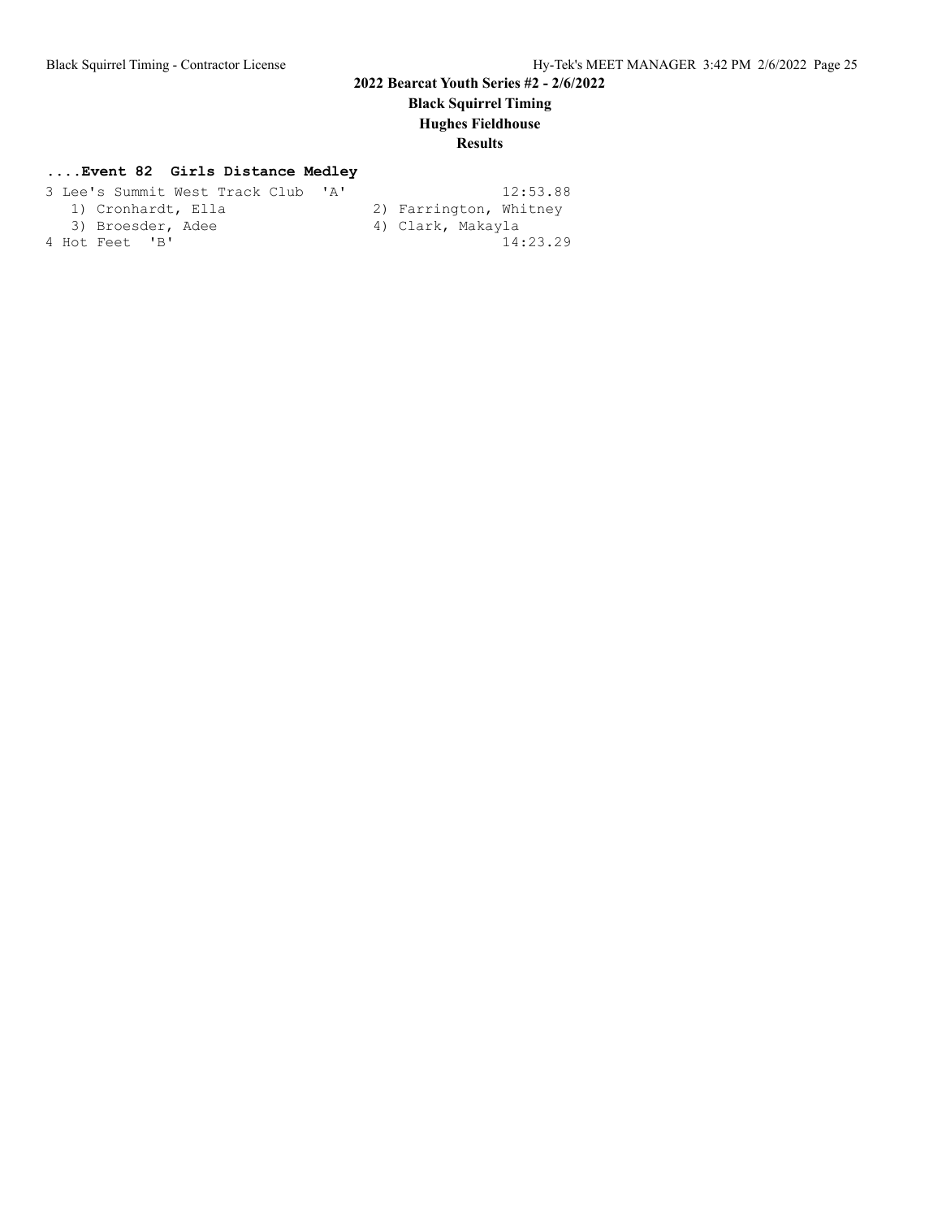2022 Bearcat Youth Series #2 - 2/6/2022

Black Squirrel Timing

Hughes Fieldhouse

Results

**....Event 82 Girls Distance Medley**

```
3 Lee's Summit West Track Club  'A'              12:53.88
   1) Cronhardt, Ella              2) Farrington, Whitney
   3) Broesder, Adee               4) Clark, Makayla
4 Hot Feet  'B'                                  14:23.29
```